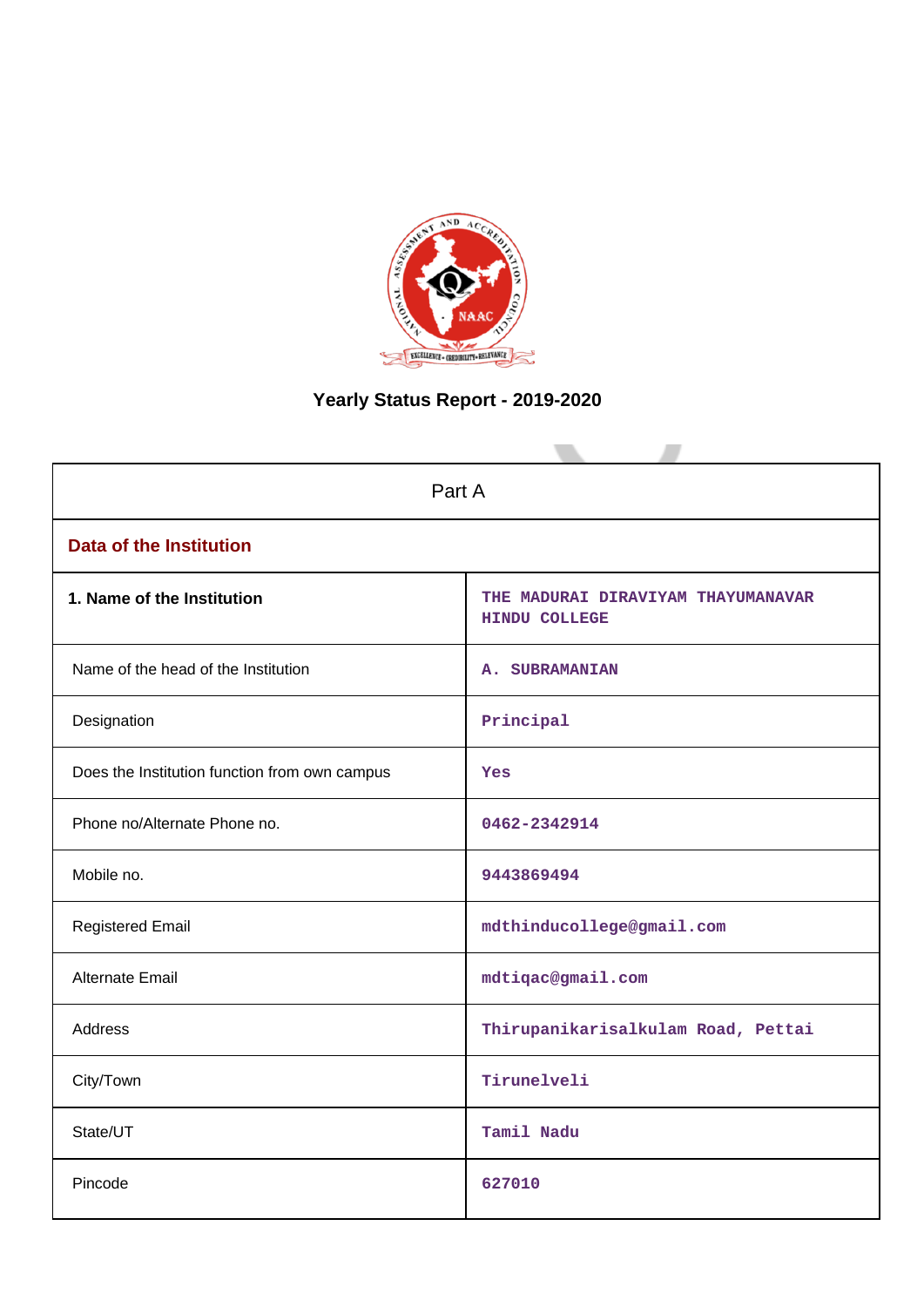# Yearly Status Report - 2019-2020

| Part A | |
|---|---|
| **Data of the Institution** | |
| **1. Name of the Institution** | THE MADURAI DIRAVIYAM THAYUMANAVAR HINDU COLLEGE |
| Name of the head of the Institution | A. SUBRAMANIAN |
| Designation | Principal |
| Does the Institution function from own campus | Yes |
| Phone no/Alternate Phone no. | 0462-2342914 |
| Mobile no. | 9443869494 |
| Registered Email | mdthinducollege@gmail.com |
| Alternate Email | mdtiqac@gmail.com |
| Address | Thirupanikarisalkulam Road, Pettai |
| City/Town | Tirunelveli |
| State/UT | Tamil Nadu |
| Pincode | 627010 |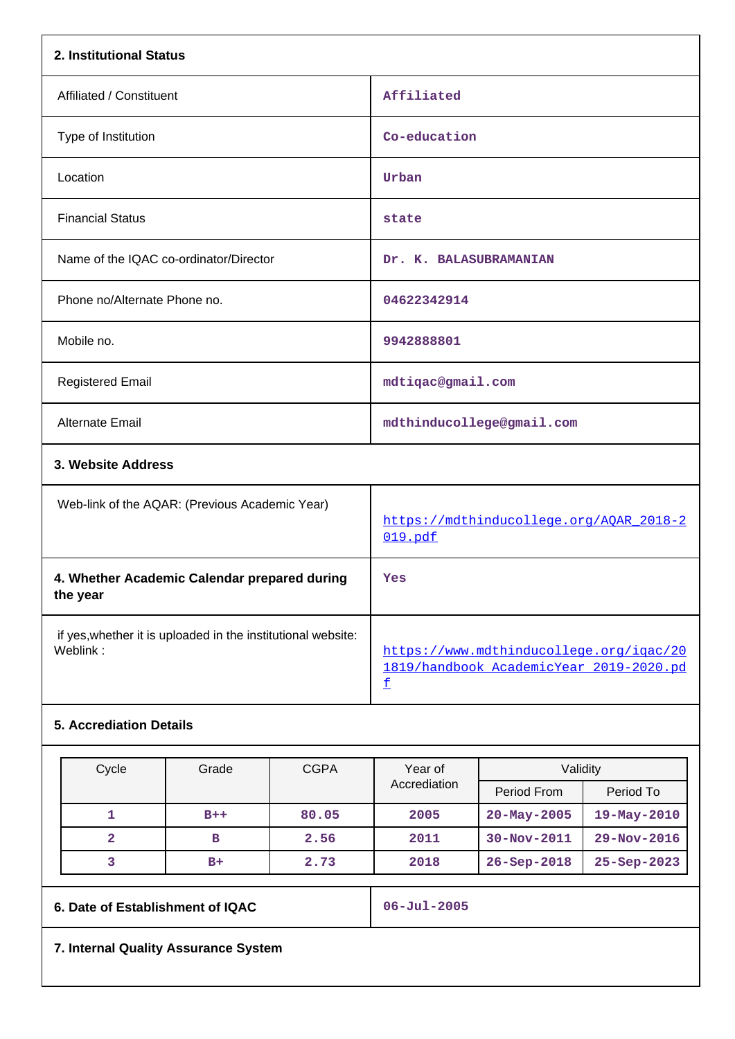## 2. Institutional Status

| | |
|---|---|
| Affiliated / Constituent | Affiliated |
| Type of Institution | Co-education |
| Location | Urban |
| Financial Status | state |
| Name of the IQAC co-ordinator/Director | Dr. K. BALASUBRAMANIAN |
| Phone no/Alternate Phone no. | 04622342914 |
| Mobile no. | 9942888801 |
| Registered Email | mdtiqac@gmail.com |
| Alternate Email | mdthinducollege@gmail.com |

## 3. Website Address

| | |
|---|---|
| Web-link of the AQAR: (Previous Academic Year) | https://mdthinducollege.org/AQAR_2018-2019.pdf |

| | |
|---|---|
| **4. Whether Academic Calendar prepared during the year** | Yes |
| if yes,whether it is uploaded in the institutional website: Weblink : | https://www.mdthinducollege.org/iqac/201819/handbook_AcademicYear_2019-2020.pdf |

## 5. Accrediation Details

| Cycle | Grade | CGPA | Year of Accrediation | Validity | |
|---|---|---|---|---|---|
| | | | | Period From | Period To |
| 1 | B++ | 80.05 | 2005 | 20-May-2005 | 19-May-2010 |
| 2 | B | 2.56 | 2011 | 30-Nov-2011 | 29-Nov-2016 |
| 3 | B+ | 2.73 | 2018 | 26-Sep-2018 | 25-Sep-2023 |

| | |
|---|---|
| **6. Date of Establishment of IQAC** | 06-Jul-2005 |

## 7. Internal Quality Assurance System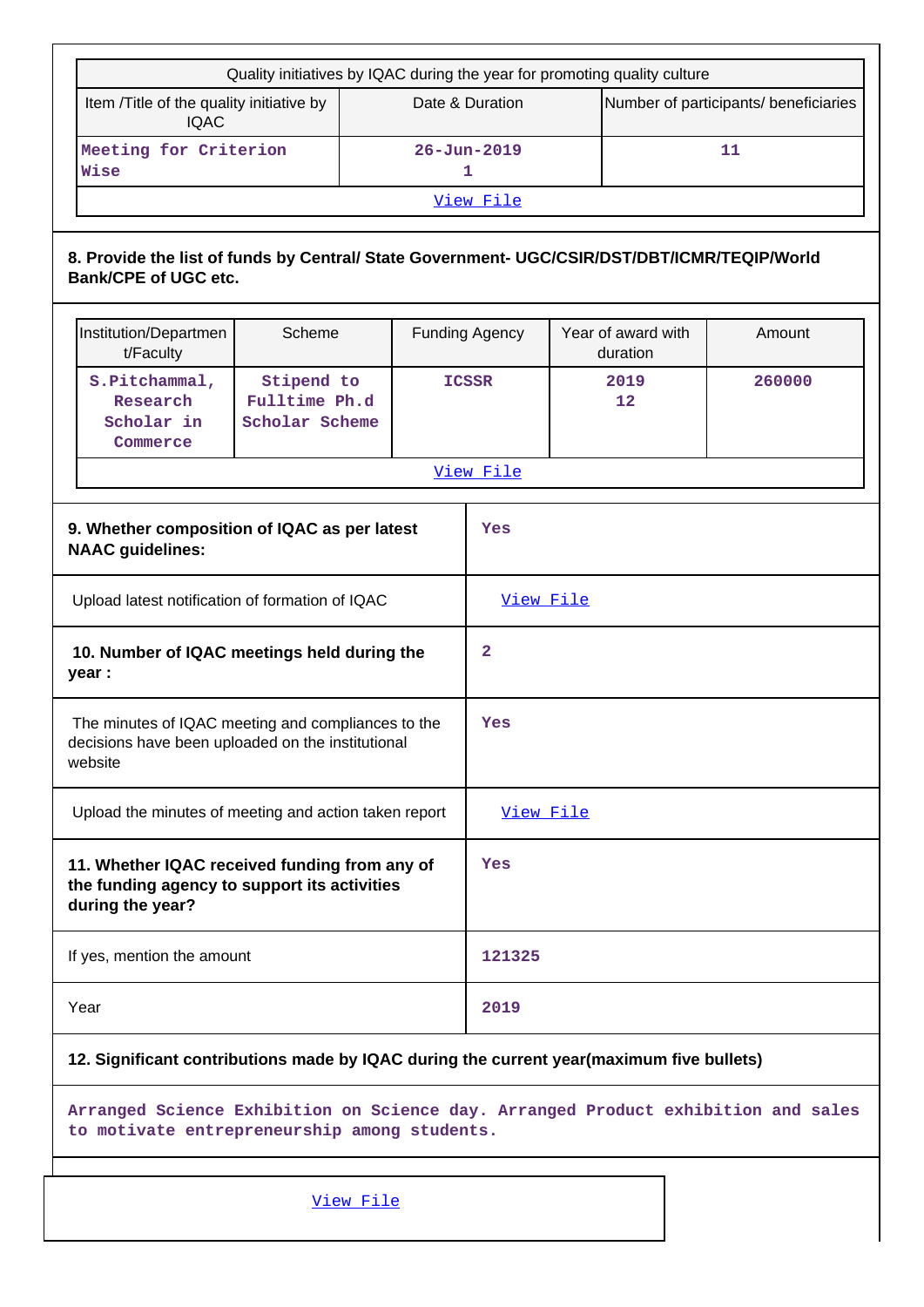| Quality initiatives by IQAC during the year for promoting quality culture | | |
|---|---|---|
| Item /Title of the quality initiative by IQAC | Date & Duration | Number of participants/ beneficiaries |
| Meeting for Criterion Wise | 26-Jun-2019<br>1 | 11 |

View File

**8. Provide the list of funds by Central/ State Government- UGC/CSIR/DST/DBT/ICMR/TEQIP/World Bank/CPE of UGC etc.**

| Institution/Department/Faculty | Scheme | Funding Agency | Year of award with duration | Amount |
|---|---|---|---|---|
| S.Pitchammal, Research Scholar in Commerce | Stipend to Fulltime Ph.d Scholar Scheme | ICSSR | 2019<br>12 | 260000 |

View File

| | |
|---|---|
| **9. Whether composition of IQAC as per latest NAAC guidelines:** | Yes |
| Upload latest notification of formation of IQAC | View File |
| **10. Number of IQAC meetings held during the year :** | 2 |
| The minutes of IQAC meeting and compliances to the decisions have been uploaded on the institutional website | Yes |
| Upload the minutes of meeting and action taken report | View File |
| **11. Whether IQAC received funding from any of the funding agency to support its activities during the year?** | Yes |
| If yes, mention the amount | 121325 |
| Year | 2019 |

**12. Significant contributions made by IQAC during the current year(maximum five bullets)**

Arranged Science Exhibition on Science day. Arranged Product exhibition and sales to motivate entrepreneurship among students.

View File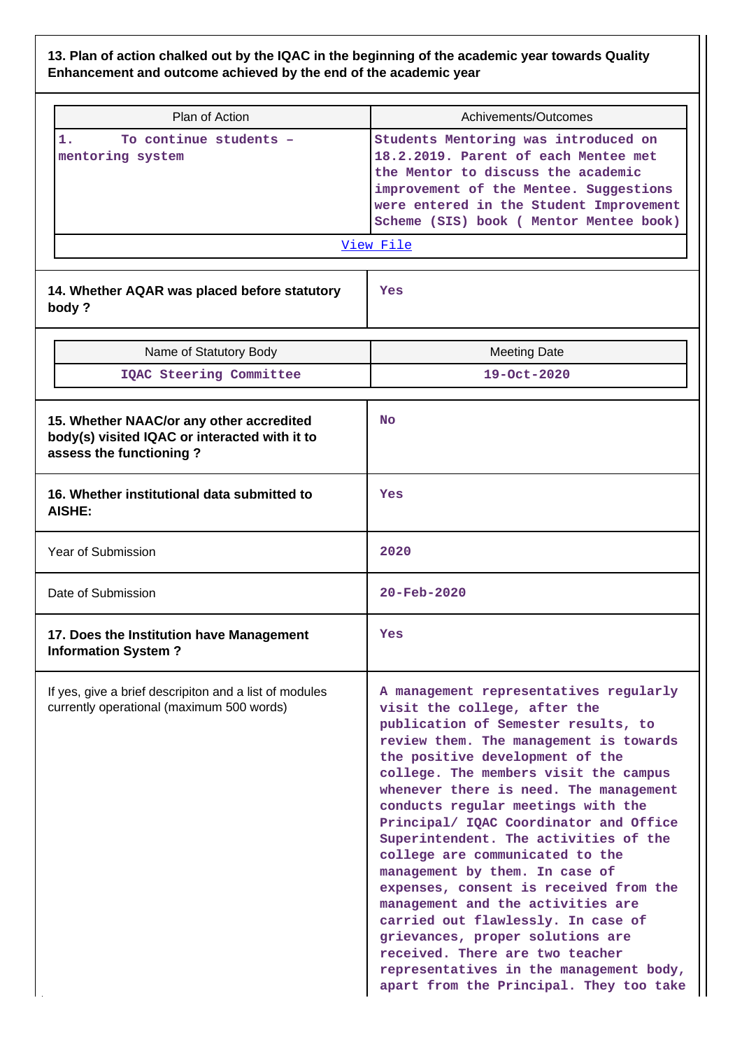**13. Plan of action chalked out by the IQAC in the beginning of the academic year towards Quality Enhancement and outcome achieved by the end of the academic year**

| Plan of Action | Achivements/Outcomes |
|---|---|
| 1. To continue students – mentoring system | Students Mentoring was introduced on 18.2.2019. Parent of each Mentee met the Mentor to discuss the academic improvement of the Mentee. Suggestions were entered in the Student Improvement Scheme (SIS) book ( Mentor Mentee book) |

View File

| | |
|---|---|
| **14. Whether AQAR was placed before statutory body ?** | Yes |

| Name of Statutory Body | Meeting Date |
|---|---|
| IQAC Steering Committee | 19-Oct-2020 |

| | |
|---|---|
| **15. Whether NAAC/or any other accredited body(s) visited IQAC or interacted with it to assess the functioning ?** | No |
| **16. Whether institutional data submitted to AISHE:** | Yes |
| Year of Submission | 2020 |
| Date of Submission | 20-Feb-2020 |
| **17. Does the Institution have Management Information System ?** | Yes |
| If yes, give a brief descripiton and a list of modules currently operational (maximum 500 words) | A management representatives regularly visit the college, after the publication of Semester results, to review them. The management is towards the positive development of the college. The members visit the campus whenever there is need. The management conducts regular meetings with the Principal/ IQAC Coordinator and Office Superintendent. The activities of the college are communicated to the management by them. In case of expenses, consent is received from the management and the activities are carried out flawlessly. In case of grievances, proper solutions are received. There are two teacher representatives in the management body, apart from the Principal. They too take |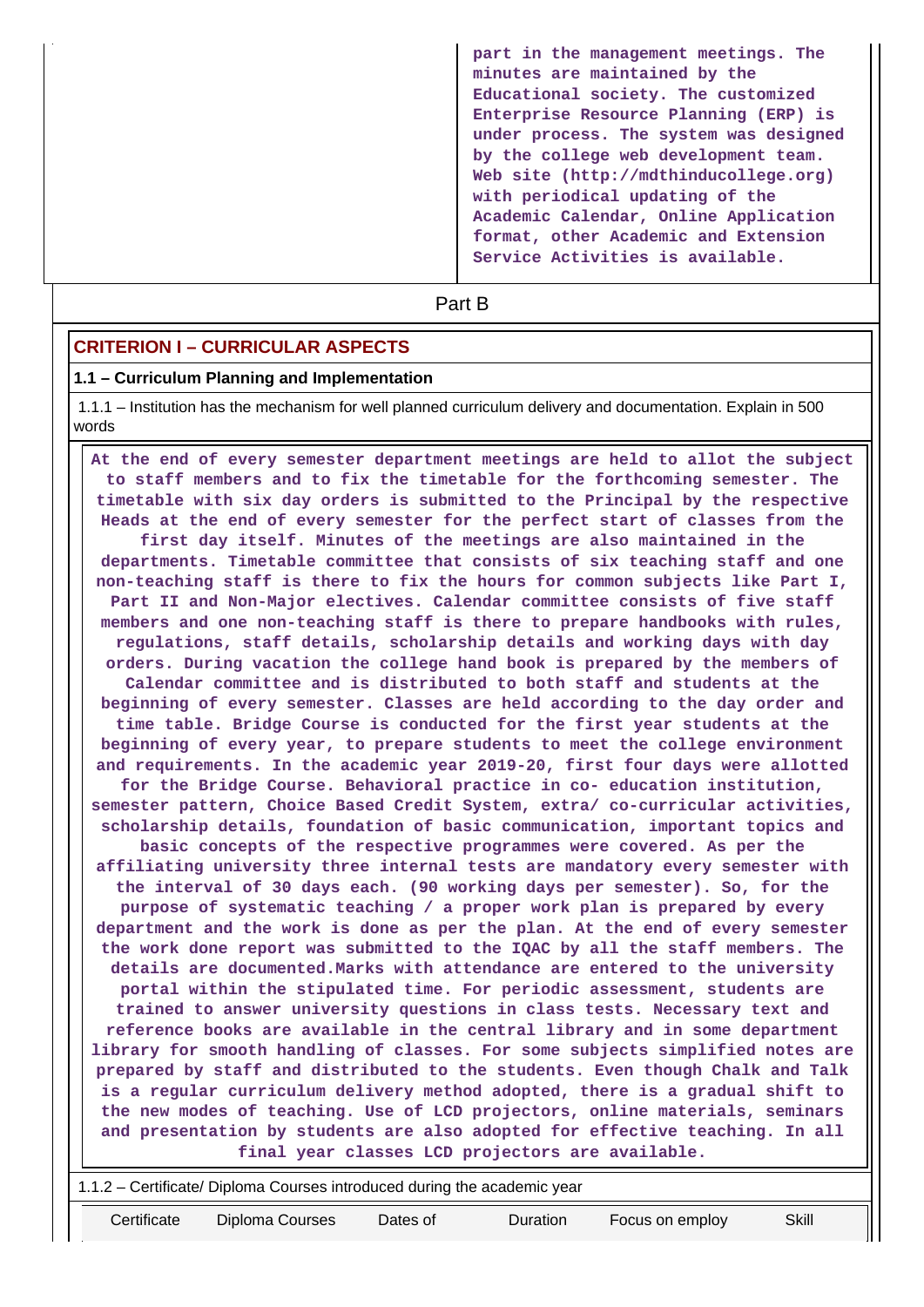part in the management meetings. The minutes are maintained by the Educational society. The customized Enterprise Resource Planning (ERP) is under process. The system was designed by the college web development team. Web site (http://mdthinducollege.org) with periodical updating of the Academic Calendar, Online Application format, other Academic and Extension Service Activities is available.

Part B

## CRITERION I – CURRICULAR ASPECTS

### 1.1 – Curriculum Planning and Implementation

1.1.1 – Institution has the mechanism for well planned curriculum delivery and documentation. Explain in 500 words

At the end of every semester department meetings are held to allot the subject to staff members and to fix the timetable for the forthcoming semester. The timetable with six day orders is submitted to the Principal by the respective Heads at the end of every semester for the perfect start of classes from the first day itself. Minutes of the meetings are also maintained in the departments. Timetable committee that consists of six teaching staff and one non-teaching staff is there to fix the hours for common subjects like Part I, Part II and Non-Major electives. Calendar committee consists of five staff members and one non-teaching staff is there to prepare handbooks with rules, regulations, staff details, scholarship details and working days with day orders. During vacation the college hand book is prepared by the members of Calendar committee and is distributed to both staff and students at the beginning of every semester. Classes are held according to the day order and time table. Bridge Course is conducted for the first year students at the beginning of every year, to prepare students to meet the college environment and requirements. In the academic year 2019-20, first four days were allotted for the Bridge Course. Behavioral practice in co- education institution, semester pattern, Choice Based Credit System, extra/ co-curricular activities, scholarship details, foundation of basic communication, important topics and basic concepts of the respective programmes were covered. As per the affiliating university three internal tests are mandatory every semester with the interval of 30 days each. (90 working days per semester). So, for the purpose of systematic teaching / a proper work plan is prepared by every department and the work is done as per the plan. At the end of every semester the work done report was submitted to the IQAC by all the staff members. The details are documented.Marks with attendance are entered to the university portal within the stipulated time. For periodic assessment, students are trained to answer university questions in class tests. Necessary text and reference books are available in the central library and in some department library for smooth handling of classes. For some subjects simplified notes are prepared by staff and distributed to the students. Even though Chalk and Talk is a regular curriculum delivery method adopted, there is a gradual shift to the new modes of teaching. Use of LCD projectors, online materials, seminars and presentation by students are also adopted for effective teaching. In all final year classes LCD projectors are available.

1.1.2 – Certificate/ Diploma Courses introduced during the academic year

| Certificate | Diploma Courses | Dates of | Duration | Focus on employ | Skill |
|---|---|---|---|---|---|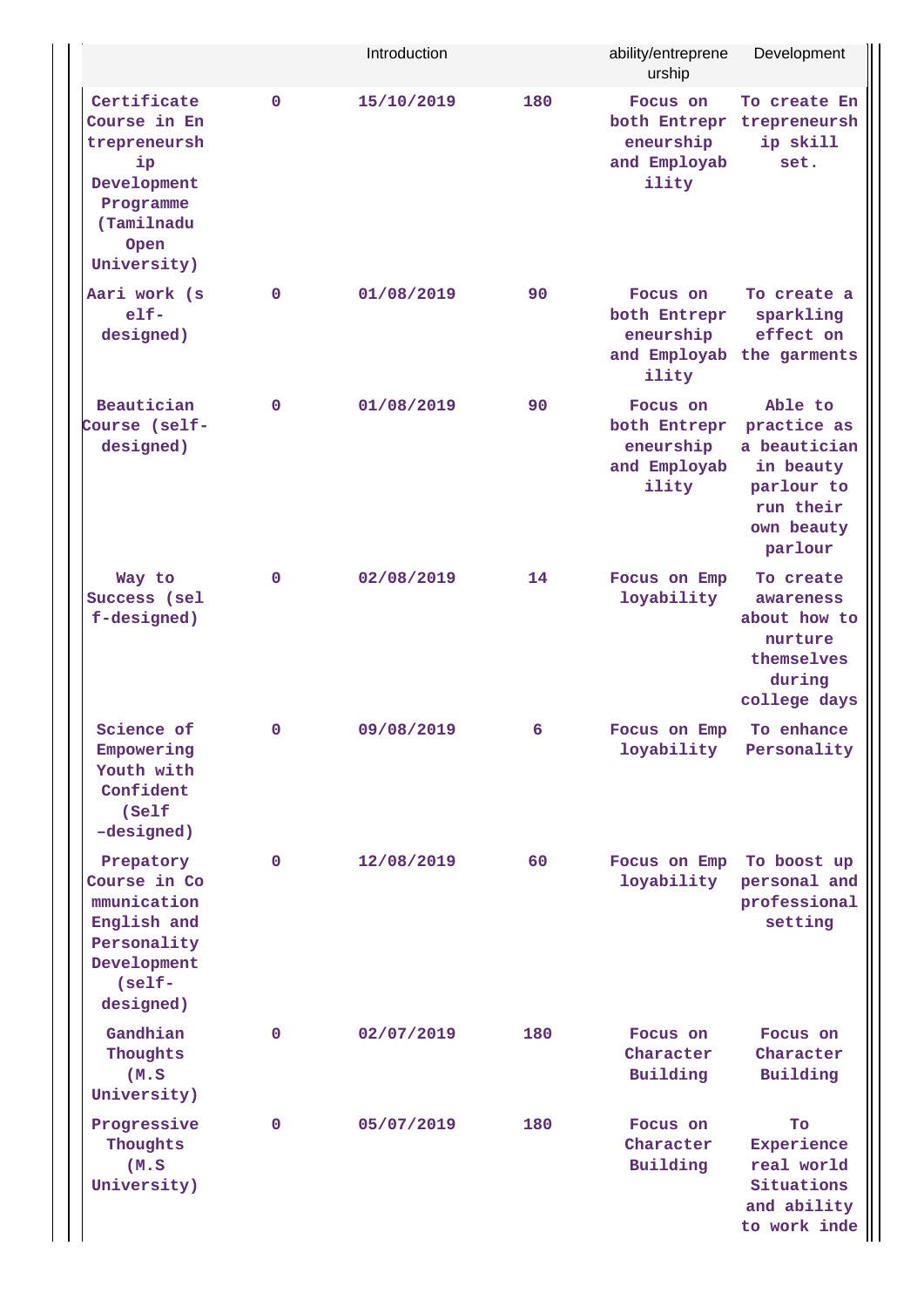| | | Introduction | | ability/entrepreneurship | Development |
|---|---|---|---|---|---|
| Certificate Course in Entrepreneurship Development Programme (Tamilnadu Open University) | 0 | 15/10/2019 | 180 | Focus on both Entrepreneurship and Employability | To create Entrepreneurship skill set. |
| Aari work (self-designed) | 0 | 01/08/2019 | 90 | Focus on both Entrepreneurship and Employability | To create a sparkling effect on the garments |
| Beautician Course (self-designed) | 0 | 01/08/2019 | 90 | Focus on both Entrepreneurship and Employability | Able to practice as a beautician in beauty parlour to run their own beauty parlour |
| Way to Success (self-designed) | 0 | 02/08/2019 | 14 | Focus on Employability | To create awareness about how to nurture themselves during college days |
| Science of Empowering Youth with Confident (Self -designed) | 0 | 09/08/2019 | 6 | Focus on Employability | To enhance Personality |
| Prepatory Course in Communication English and Personality Development (self-designed) | 0 | 12/08/2019 | 60 | Focus on Employability | To boost up personal and professional setting |
| Gandhian Thoughts (M.S University) | 0 | 02/07/2019 | 180 | Focus on Character Building | Focus on Character Building |
| Progressive Thoughts (M.S University) | 0 | 05/07/2019 | 180 | Focus on Character Building | To Experience real world Situations and ability to work inde |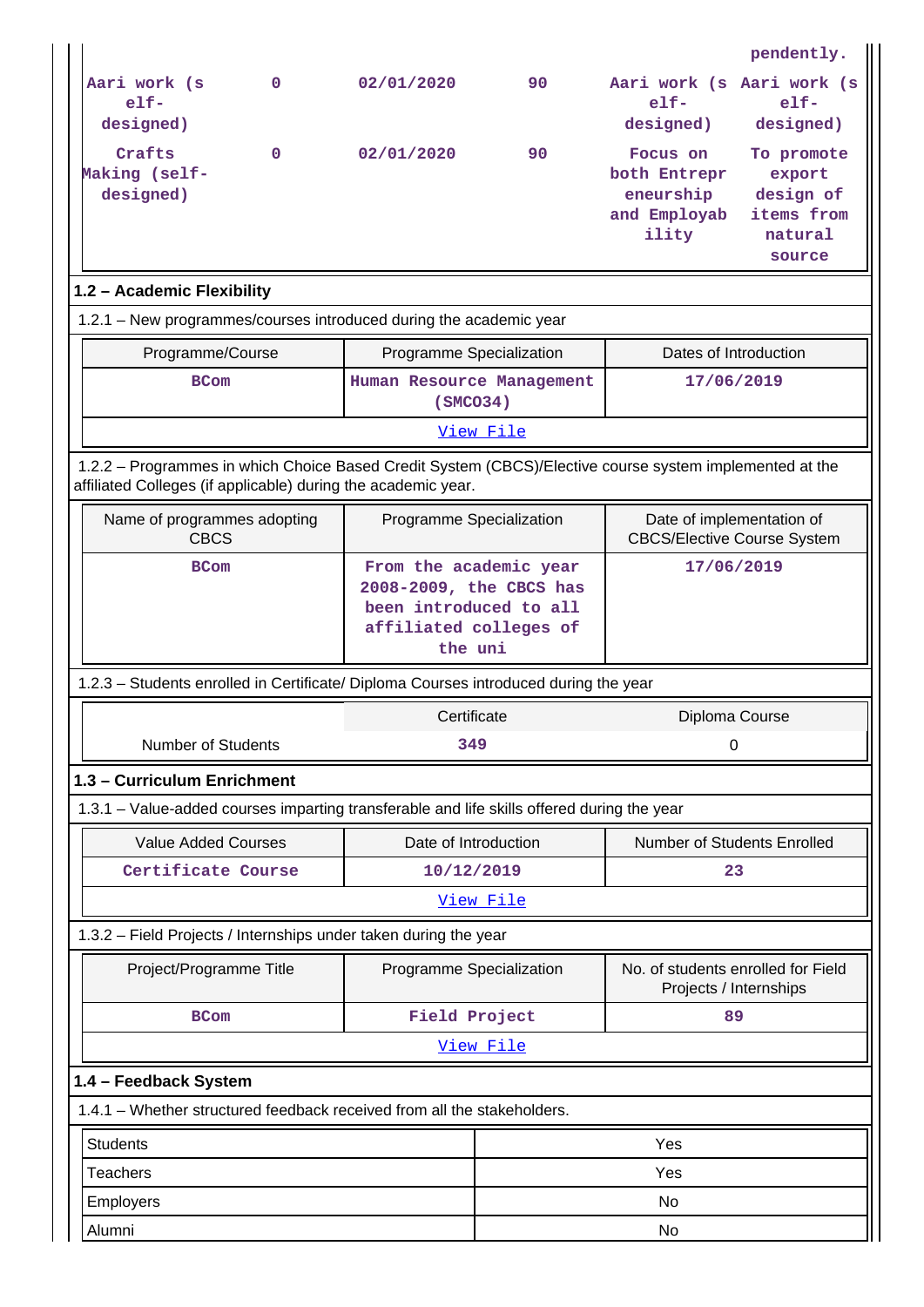| | | | | | pendently. |
|---|---|---|---|---|---|
| Aari work (self-designed) | 0 | 02/01/2020 | 90 | Aari work (self-designed) | Aari work (self-designed) |
| Crafts Making (self-designed) | 0 | 02/01/2020 | 90 | Focus on both Entrepreneurship and Employability | To promote export design of items from natural source |

## 1.2 – Academic Flexibility

1.2.1 – New programmes/courses introduced during the academic year

| Programme/Course | Programme Specialization | Dates of Introduction |
|---|---|---|
| BCom | Human Resource Management (SMCO34) | 17/06/2019 |
| View File | | |

1.2.2 – Programmes in which Choice Based Credit System (CBCS)/Elective course system implemented at the affiliated Colleges (if applicable) during the academic year.

| Name of programmes adopting CBCS | Programme Specialization | Date of implementation of CBCS/Elective Course System |
|---|---|---|
| BCom | From the academic year 2008-2009, the CBCS has been introduced to all affiliated colleges of the uni | 17/06/2019 |

1.2.3 – Students enrolled in Certificate/ Diploma Courses introduced during the year

| | Certificate | Diploma Course |
|---|---|---|
| Number of Students | 349 | 0 |

## 1.3 – Curriculum Enrichment

1.3.1 – Value-added courses imparting transferable and life skills offered during the year

| Value Added Courses | Date of Introduction | Number of Students Enrolled |
|---|---|---|
| Certificate Course | 10/12/2019 | 23 |
| View File | | |

1.3.2 – Field Projects / Internships under taken during the year

| Project/Programme Title | Programme Specialization | No. of students enrolled for Field Projects / Internships |
|---|---|---|
| BCom | Field Project | 89 |
| View File | | |

## 1.4 – Feedback System

1.4.1 – Whether structured feedback received from all the stakeholders.

| | |
|---|---|
| Students | Yes |
| Teachers | Yes |
| Employers | No |
| Alumni | No |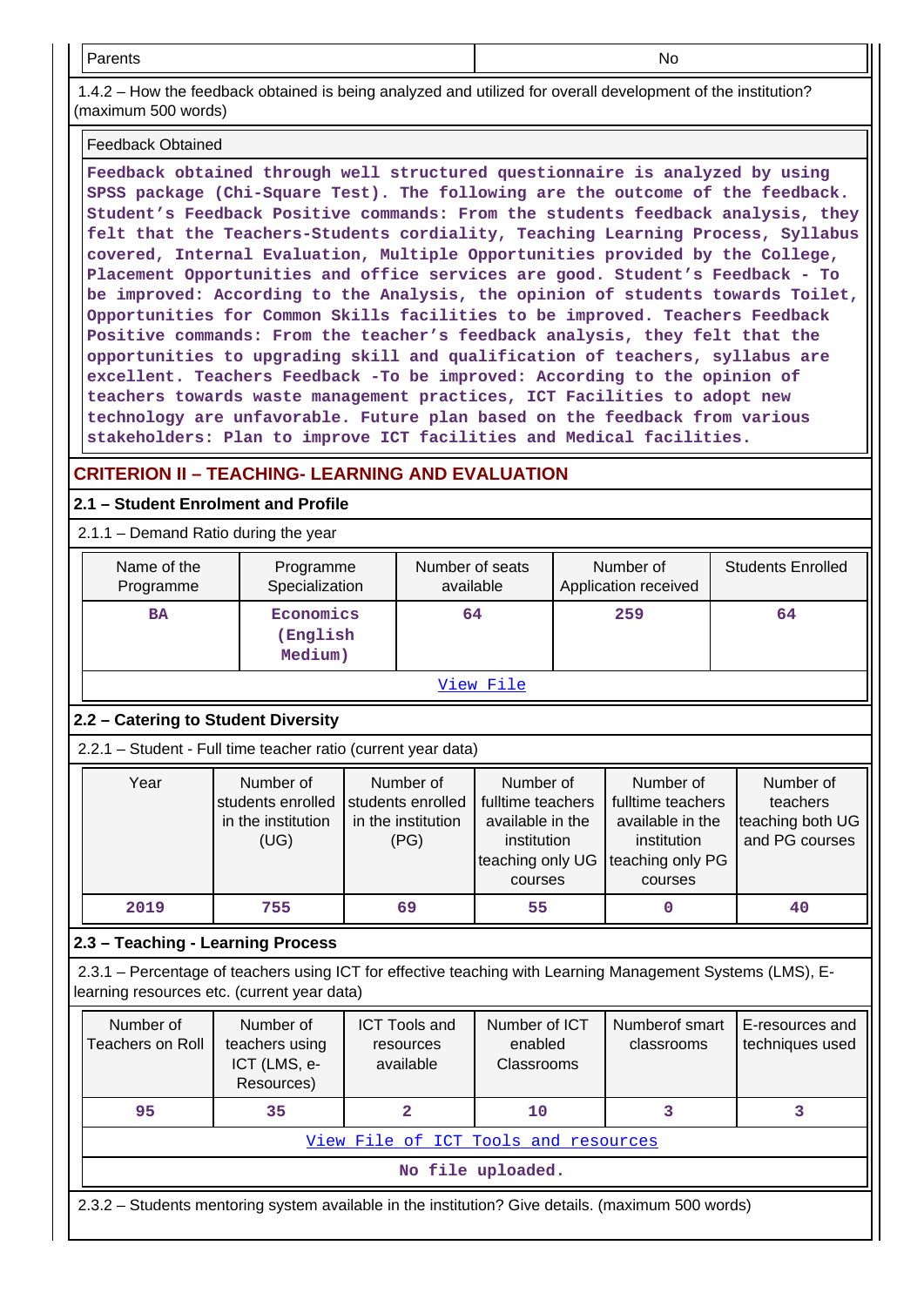| Parents | No |
|---|---|

1.4.2 – How the feedback obtained is being analyzed and utilized for overall development of the institution? (maximum 500 words)

| Feedback Obtained |
|---|
| Feedback obtained through well structured questionnaire is analyzed by using SPSS package (Chi-Square Test). The following are the outcome of the feedback. Student's Feedback Positive commands: From the students feedback analysis, they felt that the Teachers-Students cordiality, Teaching Learning Process, Syllabus covered, Internal Evaluation, Multiple Opportunities provided by the College, Placement Opportunities and office services are good. Student's Feedback - To be improved: According to the Analysis, the opinion of students towards Toilet, Opportunities for Common Skills facilities to be improved. Teachers Feedback Positive commands: From the teacher's feedback analysis, they felt that the opportunities to upgrading skill and qualification of teachers, syllabus are excellent. Teachers Feedback -To be improved: According to the opinion of teachers towards waste management practices, ICT Facilities to adopt new technology are unfavorable. Future plan based on the feedback from various stakeholders: Plan to improve ICT facilities and Medical facilities. |

## CRITERION II – TEACHING- LEARNING AND EVALUATION

### 2.1 – Student Enrolment and Profile

2.1.1 – Demand Ratio during the year

| Name of the Programme | Programme Specialization | Number of seats available | Number of Application received | Students Enrolled |
|---|---|---|---|---|
| BA | Economics (English Medium) | 64 | 259 | 64 |
| View File | | | | |

### 2.2 – Catering to Student Diversity

2.2.1 – Student - Full time teacher ratio (current year data)

| Year | Number of students enrolled in the institution (UG) | Number of students enrolled in the institution (PG) | Number of fulltime teachers available in the institution teaching only UG courses | Number of fulltime teachers available in the institution teaching only PG courses | Number of teachers teaching both UG and PG courses |
|---|---|---|---|---|---|
| 2019 | 755 | 69 | 55 | 0 | 40 |

### 2.3 – Teaching - Learning Process

2.3.1 – Percentage of teachers using ICT for effective teaching with Learning Management Systems (LMS), E-learning resources etc. (current year data)

| Number of Teachers on Roll | Number of teachers using ICT (LMS, e-Resources) | ICT Tools and resources available | Number of ICT enabled Classrooms | Numberof smart classrooms | E-resources and techniques used |
|---|---|---|---|---|---|
| 95 | 35 | 2 | 10 | 3 | 3 |
| View File of ICT Tools and resources | | | | | |
| No file uploaded. | | | | | |

2.3.2 – Students mentoring system available in the institution? Give details. (maximum 500 words)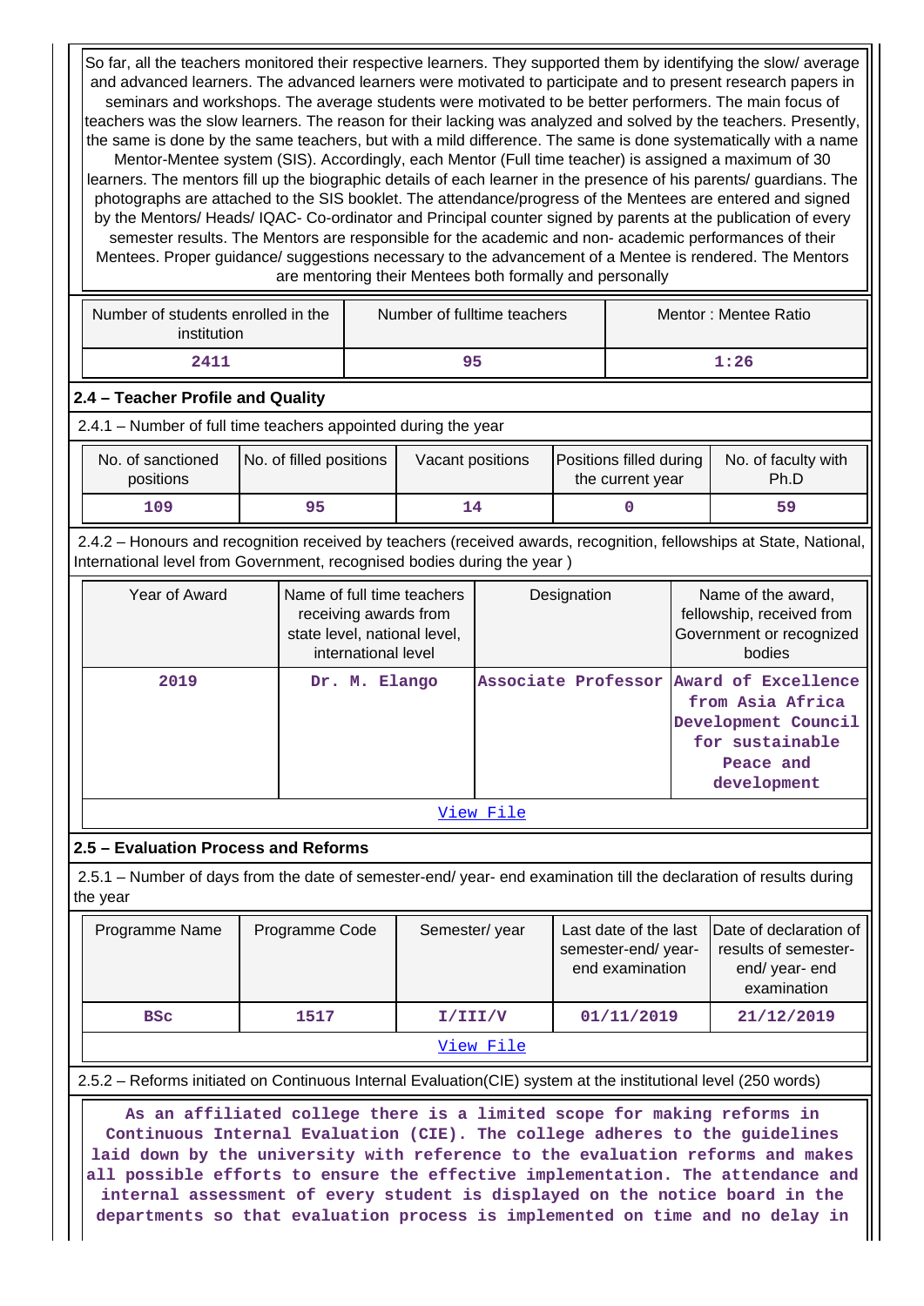So far, all the teachers monitored their respective learners. They supported them by identifying the slow/ average and advanced learners. The advanced learners were motivated to participate and to present research papers in seminars and workshops. The average students were motivated to be better performers. The main focus of teachers was the slow learners. The reason for their lacking was analyzed and solved by the teachers. Presently, the same is done by the same teachers, but with a mild difference. The same is done systematically with a name Mentor-Mentee system (SIS). Accordingly, each Mentor (Full time teacher) is assigned a maximum of 30 learners. The mentors fill up the biographic details of each learner in the presence of his parents/ guardians. The photographs are attached to the SIS booklet. The attendance/progress of the Mentees are entered and signed by the Mentors/ Heads/ IQAC- Co-ordinator and Principal counter signed by parents at the publication of every semester results. The Mentors are responsible for the academic and non- academic performances of their Mentees. Proper guidance/ suggestions necessary to the advancement of a Mentee is rendered. The Mentors are mentoring their Mentees both formally and personally

| Number of students enrolled in the institution | Number of fulltime teachers | Mentor : Mentee Ratio |
|---|---|---|
| 2411 | 95 | 1:26 |

## 2.4 – Teacher Profile and Quality

2.4.1 – Number of full time teachers appointed during the year

| No. of sanctioned positions | No. of filled positions | Vacant positions | Positions filled during the current year | No. of faculty with Ph.D |
|---|---|---|---|---|
| 109 | 95 | 14 | 0 | 59 |

2.4.2 – Honours and recognition received by teachers (received awards, recognition, fellowships at State, National, International level from Government, recognised bodies during the year )

| Year of Award | Name of full time teachers receiving awards from state level, national level, international level | Designation | Name of the award, fellowship, received from Government or recognized bodies |
|---|---|---|---|
| 2019 | Dr. M. Elango | Associate Professor | Award of Excellence from Asia Africa Development Council for sustainable Peace and development |
| View File | | | |

## 2.5 – Evaluation Process and Reforms

2.5.1 – Number of days from the date of semester-end/ year- end examination till the declaration of results during the year

| Programme Name | Programme Code | Semester/ year | Last date of the last semester-end/ year- end examination | Date of declaration of results of semester- end/ year- end examination |
|---|---|---|---|---|
| BSc | 1517 | I/III/V | 01/11/2019 | 21/12/2019 |
| View File | | | | |

2.5.2 – Reforms initiated on Continuous Internal Evaluation(CIE) system at the institutional level (250 words)

As an affiliated college there is a limited scope for making reforms in Continuous Internal Evaluation (CIE). The college adheres to the guidelines laid down by the university with reference to the evaluation reforms and makes all possible efforts to ensure the effective implementation. The attendance and internal assessment of every student is displayed on the notice board in the departments so that evaluation process is implemented on time and no delay in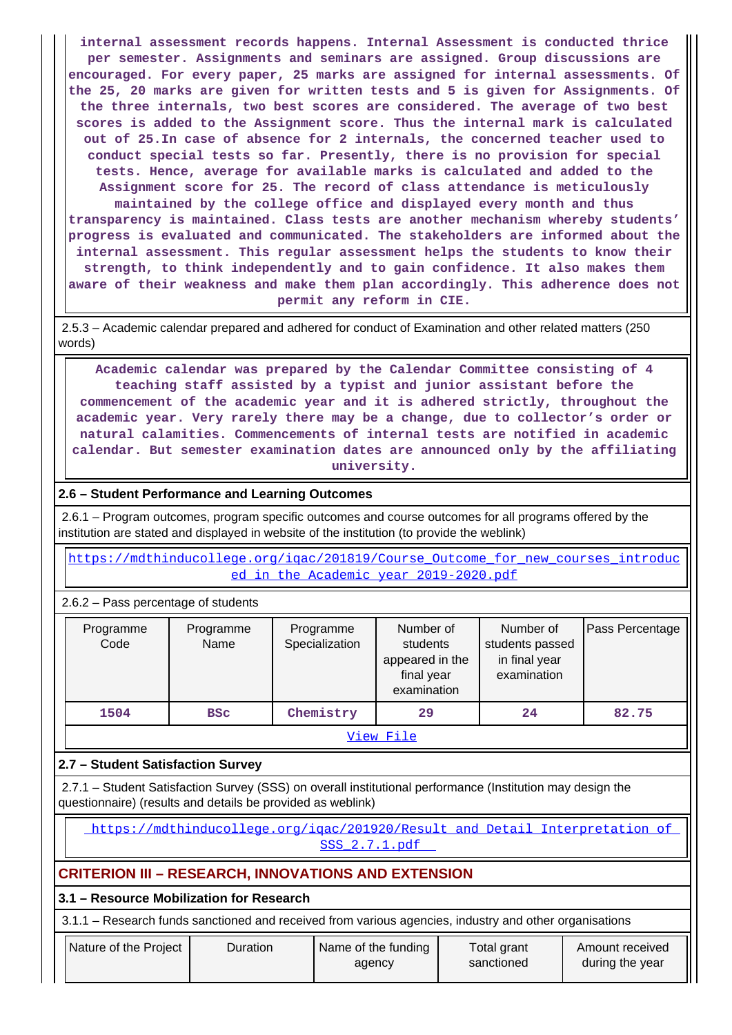internal assessment records happens. Internal Assessment is conducted thrice per semester. Assignments and seminars are assigned. Group discussions are encouraged. For every paper, 25 marks are assigned for internal assessments. Of the 25, 20 marks are given for written tests and 5 is given for Assignments. Of the three internals, two best scores are considered. The average of two best scores is added to the Assignment score. Thus the internal mark is calculated out of 25.In case of absence for 2 internals, the concerned teacher used to conduct special tests so far. Presently, there is no provision for special tests. Hence, average for available marks is calculated and added to the Assignment score for 25. The record of class attendance is meticulously maintained by the college office and displayed every month and thus transparency is maintained. Class tests are another mechanism whereby students' progress is evaluated and communicated. The stakeholders are informed about the internal assessment. This regular assessment helps the students to know their strength, to think independently and to gain confidence. It also makes them aware of their weakness and make them plan accordingly. This adherence does not permit any reform in CIE.

2.5.3 – Academic calendar prepared and adhered for conduct of Examination and other related matters (250 words)

Academic calendar was prepared by the Calendar Committee consisting of 4 teaching staff assisted by a typist and junior assistant before the commencement of the academic year and it is adhered strictly, throughout the academic year. Very rarely there may be a change, due to collector's order or natural calamities. Commencements of internal tests are notified in academic calendar. But semester examination dates are announced only by the affiliating university.

### 2.6 – Student Performance and Learning Outcomes

2.6.1 – Program outcomes, program specific outcomes and course outcomes for all programs offered by the institution are stated and displayed in website of the institution (to provide the weblink)

https://mdthinducollege.org/iqac/201819/Course_Outcome_for_new_courses_introduced_in_the_Academic_year_2019-2020.pdf

2.6.2 – Pass percentage of students

| Programme Code | Programme Name | Programme Specialization | Number of students appeared in the final year examination | Number of students passed in final year examination | Pass Percentage |
|---|---|---|---|---|---|
| 1504 | BSc | Chemistry | 29 | 24 | 82.75 |

View File

### 2.7 – Student Satisfaction Survey

2.7.1 – Student Satisfaction Survey (SSS) on overall institutional performance (Institution may design the questionnaire) (results and details be provided as weblink)

https://mdthinducollege.org/iqac/201920/Result and Detail Interpretation of SSS_2.7.1.pdf

## CRITERION III – RESEARCH, INNOVATIONS AND EXTENSION

### 3.1 – Resource Mobilization for Research

3.1.1 – Research funds sanctioned and received from various agencies, industry and other organisations

| Nature of the Project | Duration | Name of the funding agency | Total grant sanctioned | Amount received during the year |
|---|---|---|---|---|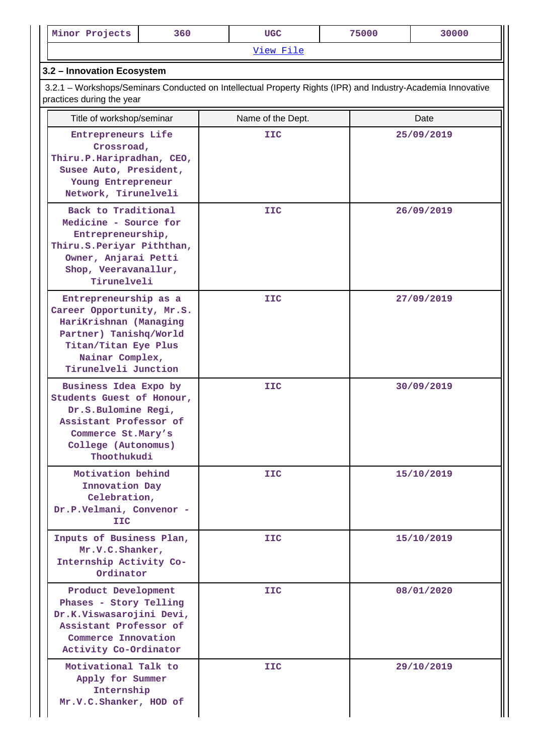| Minor Projects | 360 | UGC | 75000 | 30000 |
|---|---|---|---|---|
| View File | | | | |

### 3.2 – Innovation Ecosystem

3.2.1 – Workshops/Seminars Conducted on Intellectual Property Rights (IPR) and Industry-Academia Innovative practices during the year

| Title of workshop/seminar | Name of the Dept. | Date |
|---|---|---|
| Entrepreneurs Life Crossroad, Thiru.P.Haripradhan, CEO, Susee Auto, President, Young Entrepreneur Network, Tirunelveli | IIC | 25/09/2019 |
| Back to Traditional Medicine - Source for Entrepreneurship, Thiru.S.Periyar Piththan, Owner, Anjarai Petti Shop, Veeravanallur, Tirunelveli | IIC | 26/09/2019 |
| Entrepreneurship as a Career Opportunity, Mr.S. HariKrishnan (Managing Partner) Tanishq/World Titan/Titan Eye Plus Nainar Complex, Tirunelveli Junction | IIC | 27/09/2019 |
| Business Idea Expo by Students Guest of Honour, Dr.S.Bulomine Regi, Assistant Professor of Commerce St.Mary's College (Autonomus) Thoothukudi | IIC | 30/09/2019 |
| Motivation behind Innovation Day Celebration, Dr.P.Velmani, Convenor - IIC | IIC | 15/10/2019 |
| Inputs of Business Plan, Mr.V.C.Shanker, Internship Activity Co-Ordinator | IIC | 15/10/2019 |
| Product Development Phases - Story Telling Dr.K.Viswasarojini Devi, Assistant Professor of Commerce Innovation Activity Co-Ordinator | IIC | 08/01/2020 |
| Motivational Talk to Apply for Summer Internship Mr.V.C.Shanker, HOD of | IIC | 29/10/2019 |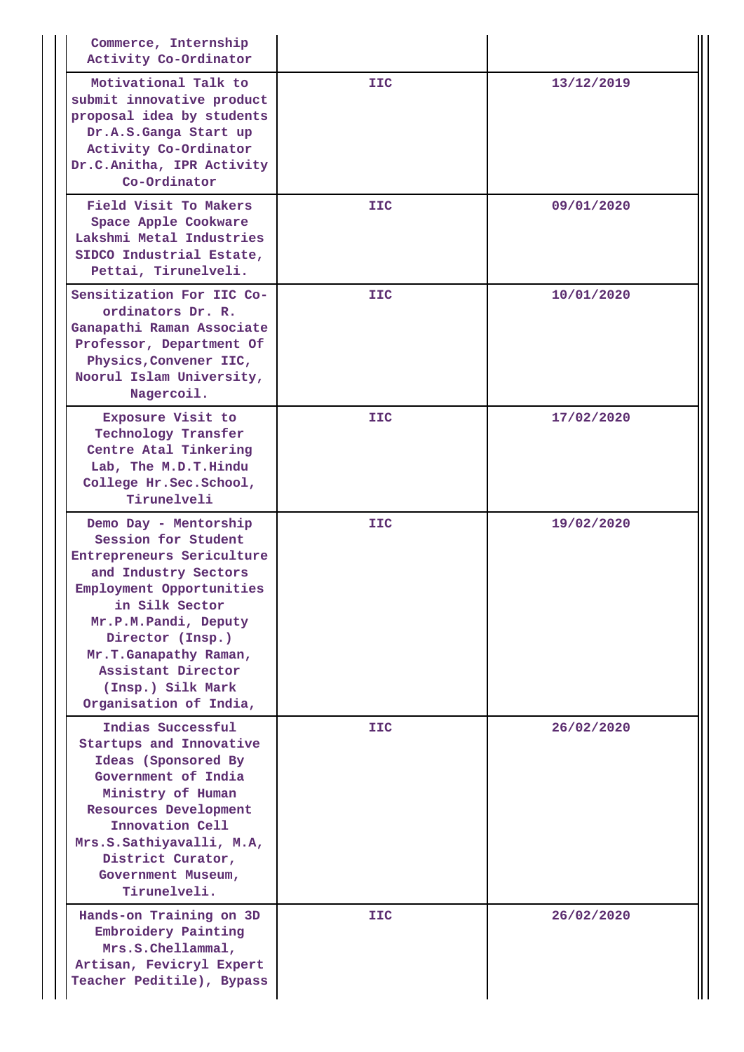| | | |
|---|---|---|
| Commerce, Internship Activity Co-Ordinator | | |
| Motivational Talk to submit innovative product proposal idea by students Dr.A.S.Ganga Start up Activity Co-Ordinator Dr.C.Anitha, IPR Activity Co-Ordinator | IIC | 13/12/2019 |
| Field Visit To Makers Space Apple Cookware Lakshmi Metal Industries SIDCO Industrial Estate, Pettai, Tirunelveli. | IIC | 09/01/2020 |
| Sensitization For IIC Co-ordinators Dr. R. Ganapathi Raman Associate Professor, Department Of Physics,Convener IIC, Noorul Islam University, Nagercoil. | IIC | 10/01/2020 |
| Exposure Visit to Technology Transfer Centre Atal Tinkering Lab, The M.D.T.Hindu College Hr.Sec.School, Tirunelveli | IIC | 17/02/2020 |
| Demo Day - Mentorship Session for Student Entrepreneurs Sericulture and Industry Sectors Employment Opportunities in Silk Sector Mr.P.M.Pandi, Deputy Director (Insp.) Mr.T.Ganapathy Raman, Assistant Director (Insp.) Silk Mark Organisation of India, | IIC | 19/02/2020 |
| Indias Successful Startups and Innovative Ideas (Sponsored By Government of India Ministry of Human Resources Development Innovation Cell Mrs.S.Sathiyavalli, M.A, District Curator, Government Museum, Tirunelveli. | IIC | 26/02/2020 |
| Hands-on Training on 3D Embroidery Painting Mrs.S.Chellammal, Artisan, Fevicryl Expert Teacher Peditile), Bypass | IIC | 26/02/2020 |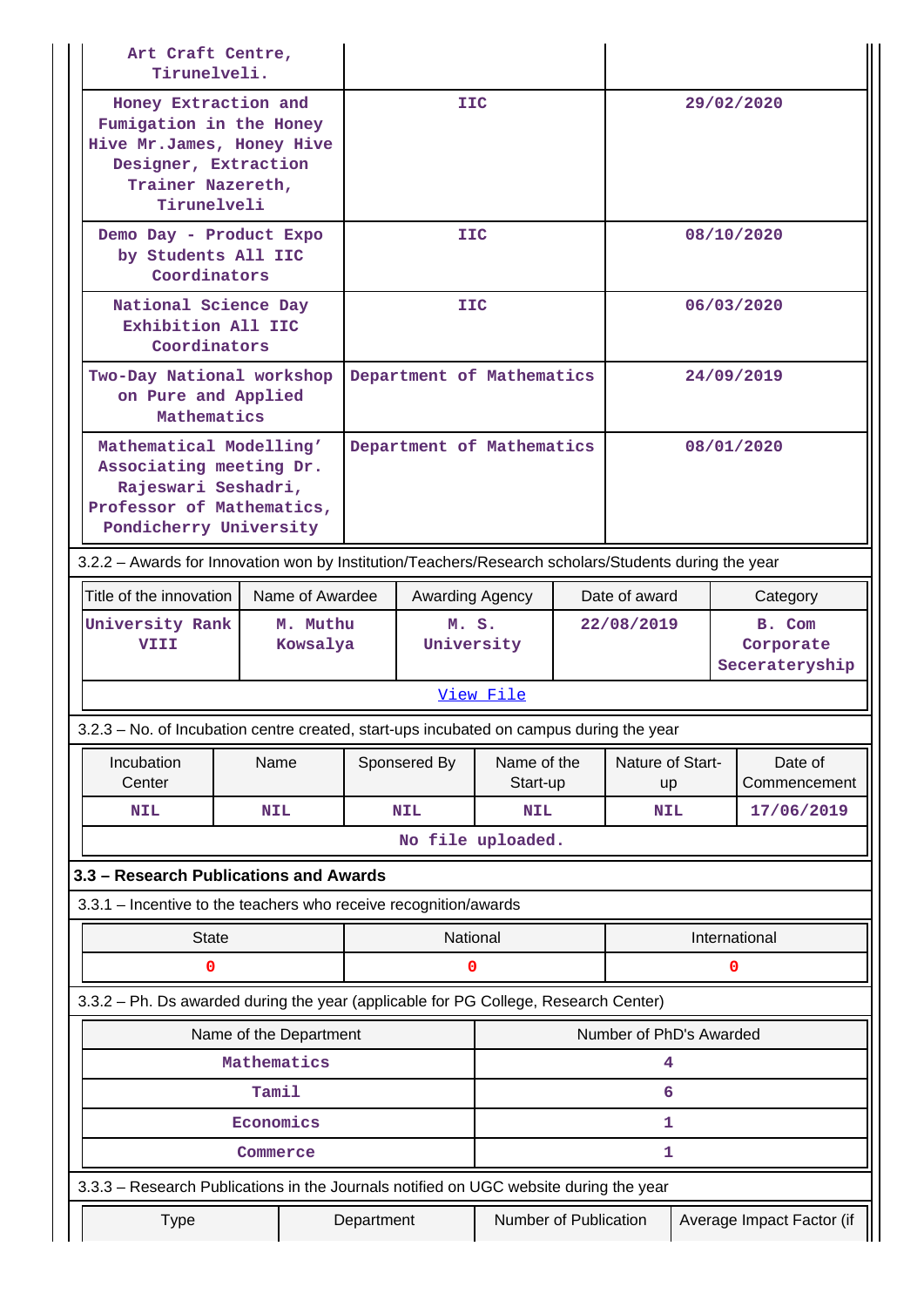| | | |
|---|---|---|
| Art Craft Centre, Tirunelveli. | | |
| Honey Extraction and Fumigation in the Honey Hive Mr.James, Honey Hive Designer, Extraction Trainer Nazereth, Tirunelveli | IIC | 29/02/2020 |
| Demo Day - Product Expo by Students All IIC Coordinators | IIC | 08/10/2020 |
| National Science Day Exhibition All IIC Coordinators | IIC | 06/03/2020 |
| Two-Day National workshop on Pure and Applied Mathematics | Department of Mathematics | 24/09/2019 |
| Mathematical Modelling' Associating meeting Dr. Rajeswari Seshadri, Professor of Mathematics, Pondicherry University | Department of Mathematics | 08/01/2020 |

3.2.2 – Awards for Innovation won by Institution/Teachers/Research scholars/Students during the year

| Title of the innovation | Name of Awardee | Awarding Agency | Date of award | Category |
|---|---|---|---|---|
| University Rank VIII | M. Muthu Kowsalya | M. S. University | 22/08/2019 | B. Com Corporate Secerateryship |

View File

3.2.3 – No. of Incubation centre created, start-ups incubated on campus during the year

| Incubation Center | Name | Sponsered By | Name of the Start-up | Nature of Start-up | Date of Commencement |
|---|---|---|---|---|---|
| NIL | NIL | NIL | NIL | NIL | 17/06/2019 |

No file uploaded.

### 3.3 – Research Publications and Awards

3.3.1 – Incentive to the teachers who receive recognition/awards

| State | National | International |
|---|---|---|
| 0 | 0 | 0 |

3.3.2 – Ph. Ds awarded during the year (applicable for PG College, Research Center)

| Name of the Department | Number of PhD's Awarded |
|---|---|
| Mathematics | 4 |
| Tamil | 6 |
| Economics | 1 |
| Commerce | 1 |

3.3.3 – Research Publications in the Journals notified on UGC website during the year

| Type | Department | Number of Publication | Average Impact Factor (if |
|---|---|---|---|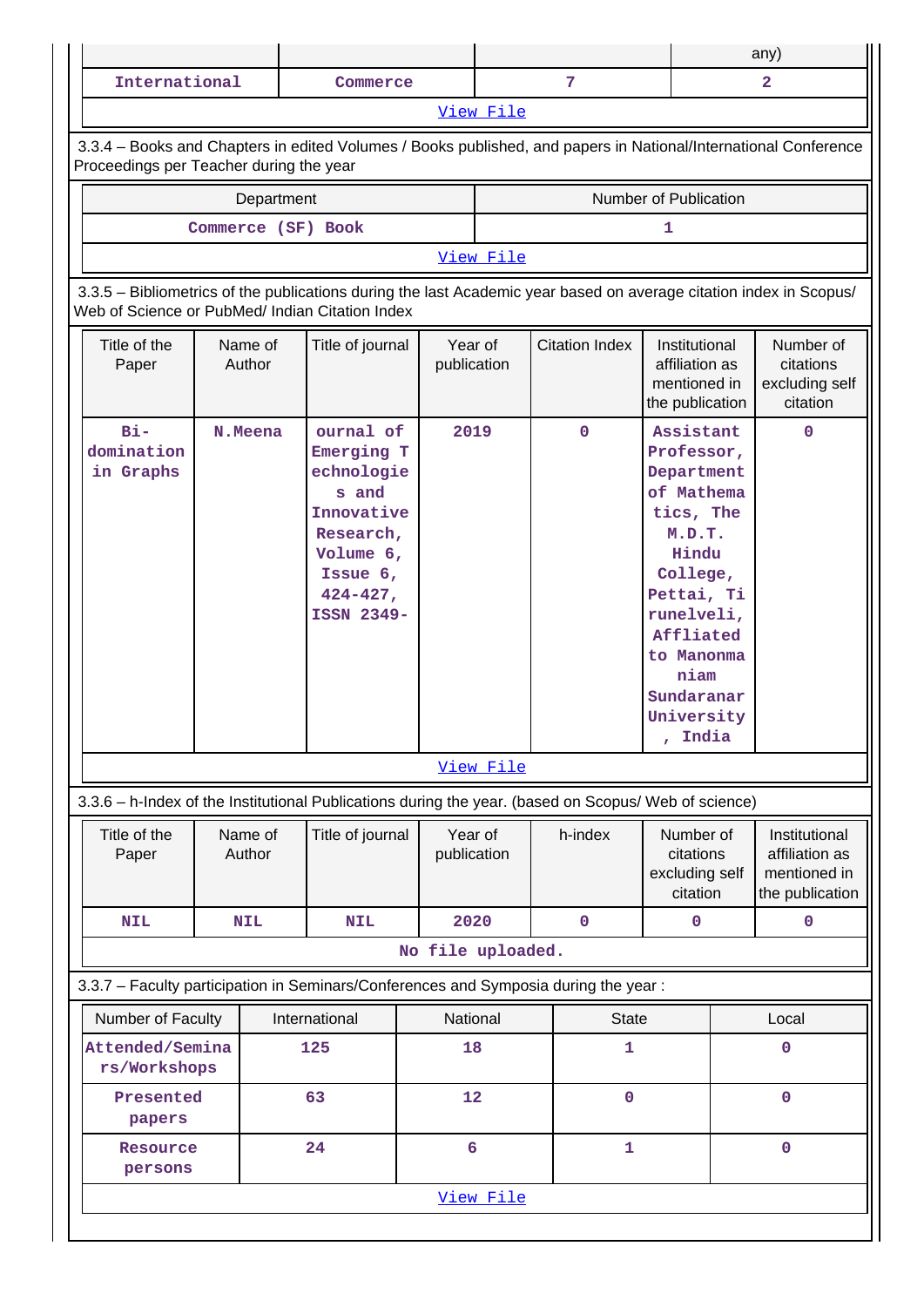| | | | any) |
|---|---|---|---|
| International | Commerce | 7 | 2 |

View File

3.3.4 – Books and Chapters in edited Volumes / Books published, and papers in National/International Conference Proceedings per Teacher during the year

| Department | Number of Publication |
|---|---|
| Commerce (SF) Book | 1 |

View File

3.3.5 – Bibliometrics of the publications during the last Academic year based on average citation index in Scopus/ Web of Science or PubMed/ Indian Citation Index

| Title of the Paper | Name of Author | Title of journal | Year of publication | Citation Index | Institutional affiliation as mentioned in the publication | Number of citations excluding self citation |
|---|---|---|---|---|---|---|
| Bi-domination in Graphs | N.Meena | ournal of Emerging Technologies and Innovative Research, Volume 6, Issue 6, 424-427, ISSN 2349- | 2019 | 0 | Assistant Professor, Department of Mathematics, The M.D.T. Hindu College, Pettai, Tirunelveli, Affliated to Manonmaniam Sundaranar University, India | 0 |

View File

3.3.6 – h-Index of the Institutional Publications during the year. (based on Scopus/ Web of science)

| Title of the Paper | Name of Author | Title of journal | Year of publication | h-index | Number of citations excluding self citation | Institutional affiliation as mentioned in the publication |
|---|---|---|---|---|---|---|
| NIL | NIL | NIL | 2020 | 0 | 0 | 0 |

No file uploaded.

3.3.7 – Faculty participation in Seminars/Conferences and Symposia during the year :

| Number of Faculty | International | National | State | Local |
|---|---|---|---|---|
| Attended/Seminars/Workshops | 125 | 18 | 1 | 0 |
| Presented papers | 63 | 12 | 0 | 0 |
| Resource persons | 24 | 6 | 1 | 0 |

View File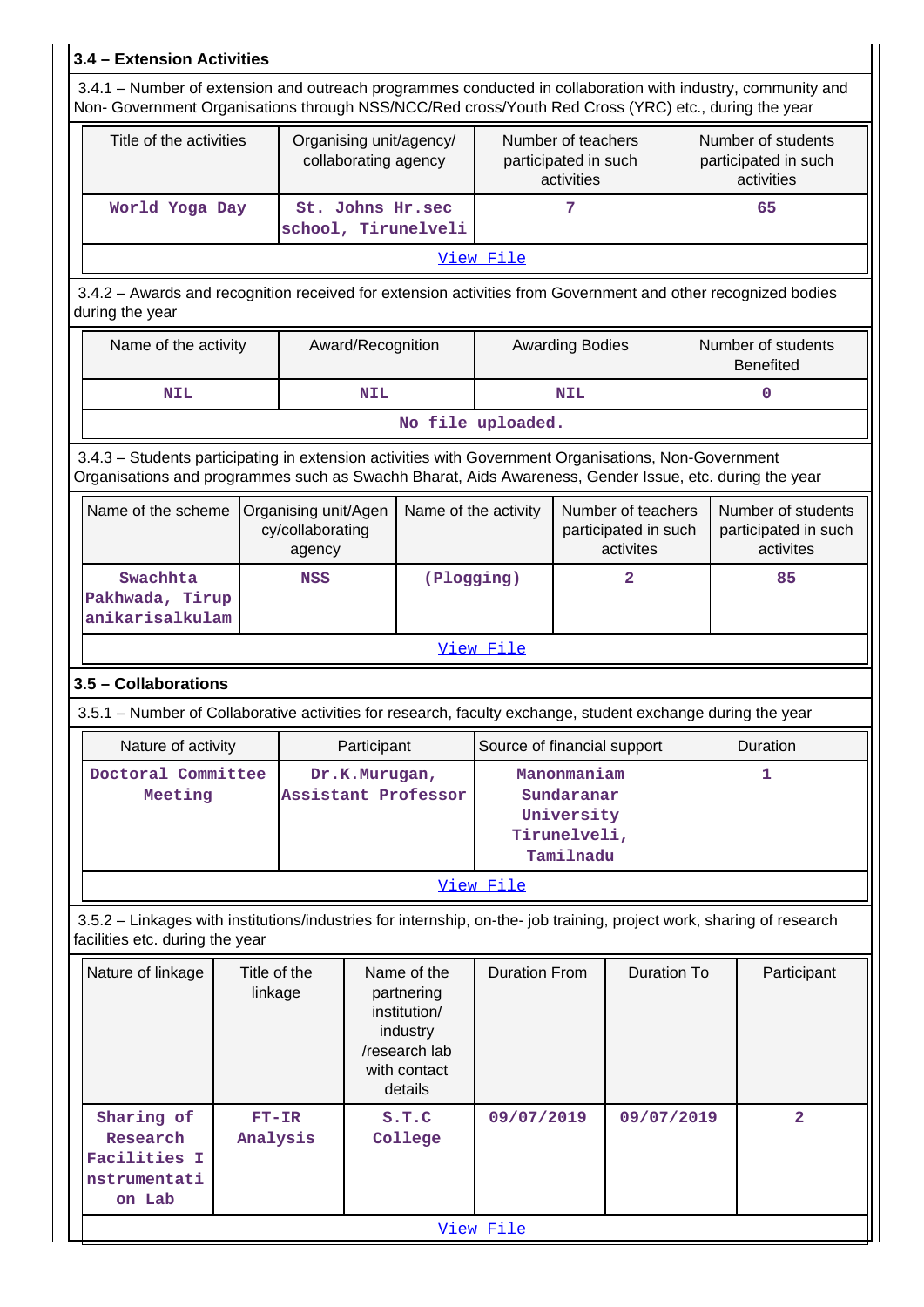### 3.4 – Extension Activities

3.4.1 – Number of extension and outreach programmes conducted in collaboration with industry, community and Non- Government Organisations through NSS/NCC/Red cross/Youth Red Cross (YRC) etc., during the year

| Title of the activities | Organising unit/agency/ collaborating agency | Number of teachers participated in such activities | Number of students participated in such activities |
|---|---|---|---|
| World Yoga Day | St. Johns Hr.sec school, Tirunelveli | 7 | 65 |

View File

3.4.2 – Awards and recognition received for extension activities from Government and other recognized bodies during the year

| Name of the activity | Award/Recognition | Awarding Bodies | Number of students Benefited |
|---|---|---|---|
| NIL | NIL | NIL | 0 |

No file uploaded.

3.4.3 – Students participating in extension activities with Government Organisations, Non-Government Organisations and programmes such as Swachh Bharat, Aids Awareness, Gender Issue, etc. during the year

| Name of the scheme | Organising unit/Agency/collaborating agency | Name of the activity | Number of teachers participated in such activites | Number of students participated in such activites |
|---|---|---|---|---|
| Swachhta Pakhwada, Tirupanikarisalkulam | NSS | (Plogging) | 2 | 85 |

View File

### 3.5 – Collaborations

3.5.1 – Number of Collaborative activities for research, faculty exchange, student exchange during the year

| Nature of activity | Participant | Source of financial support | Duration |
|---|---|---|---|
| Doctoral Committee Meeting | Dr.K.Murugan, Assistant Professor | Manonmaniam Sundaranar University Tirunelveli, Tamilnadu | 1 |

View File

3.5.2 – Linkages with institutions/industries for internship, on-the- job training, project work, sharing of research facilities etc. during the year

| Nature of linkage | Title of the linkage | Name of the partnering institution/ industry /research lab with contact details | Duration From | Duration To | Participant |
|---|---|---|---|---|---|
| Sharing of Research Facilities Instrumentation Lab | FT-IR Analysis | S.T.C College | 09/07/2019 | 09/07/2019 | 2 |

View File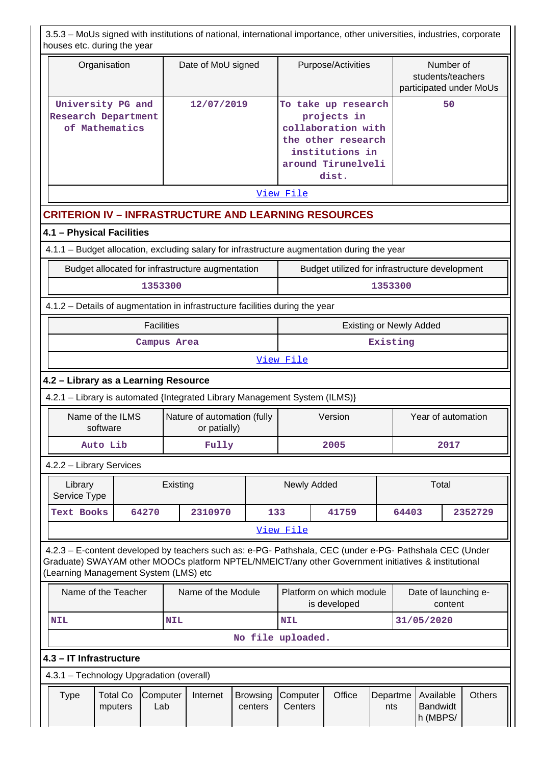3.5.3 – MoUs signed with institutions of national, international importance, other universities, industries, corporate houses etc. during the year

| Organisation | Date of MoU signed | Purpose/Activities | Number of students/teachers participated under MoUs |
|---|---|---|---|
| University PG and Research Department of Mathematics | 12/07/2019 | To take up research projects in collaboration with the other research institutions in around Tirunelveli dist. | 50 |

View File

## CRITERION IV – INFRASTRUCTURE AND LEARNING RESOURCES

### 4.1 – Physical Facilities

4.1.1 – Budget allocation, excluding salary for infrastructure augmentation during the year

| Budget allocated for infrastructure augmentation | Budget utilized for infrastructure development |
|---|---|
| 1353300 | 1353300 |

4.1.2 – Details of augmentation in infrastructure facilities during the year

| Facilities | Existing or Newly Added |
|---|---|
| Campus Area | Existing |

View File

### 4.2 – Library as a Learning Resource

4.2.1 – Library is automated {Integrated Library Management System (ILMS)}

| Name of the ILMS software | Nature of automation (fully or patially) | Version | Year of automation |
|---|---|---|---|
| Auto Lib | Fully | 2005 | 2017 |

4.2.2 – Library Services

| Library Service Type | Existing | | Newly Added | | Total | |
|---|---|---|---|---|---|---|
| Text Books | 64270 | 2310970 | 133 | 41759 | 64403 | 2352729 |

View File

4.2.3 – E-content developed by teachers such as: e-PG- Pathshala, CEC (under e-PG- Pathshala CEC (Under Graduate) SWAYAM other MOOCs platform NPTEL/NMEICT/any other Government initiatives & institutional (Learning Management System (LMS) etc

| Name of the Teacher | Name of the Module | Platform on which module is developed | Date of launching e-content |
|---|---|---|---|
| NIL | NIL | NIL | 31/05/2020 |

No file uploaded.

### 4.3 – IT Infrastructure

4.3.1 – Technology Upgradation (overall)

| Type | Total Computers | Computer Lab | Internet | Browsing centers | Computer Centers | Office | Departments | Available Bandwidth (MBPS/ | Others |
|---|---|---|---|---|---|---|---|---|---|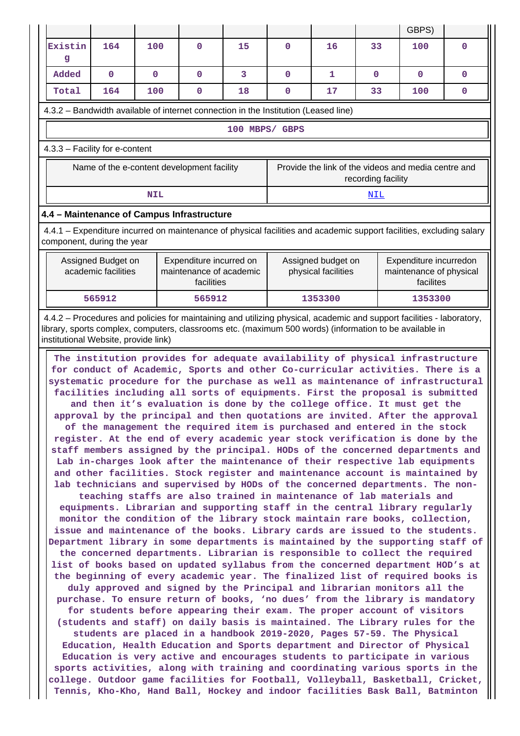| | | | | | | | | GBPS) | |
|---|---|---|---|---|---|---|---|---|---|
| Existing | 164 | 100 | 0 | 15 | 0 | 16 | 33 | 100 | 0 |
| Added | 0 | 0 | 0 | 3 | 0 | 1 | 0 | 0 | 0 |
| Total | 164 | 100 | 0 | 18 | 0 | 17 | 33 | 100 | 0 |

4.3.2 – Bandwidth available of internet connection in the Institution (Leased line)

100 MBPS/ GBPS

4.3.3 – Facility for e-content

| Name of the e-content development facility | Provide the link of the videos and media centre and recording facility |
|---|---|
| NIL | NIL |

**4.4 – Maintenance of Campus Infrastructure**

4.4.1 – Expenditure incurred on maintenance of physical facilities and academic support facilities, excluding salary component, during the year

| Assigned Budget on academic facilities | Expenditure incurred on maintenance of academic facilities | Assigned budget on physical facilities | Expenditure incurredon maintenance of physical facilites |
|---|---|---|---|
| 565912 | 565912 | 1353300 | 1353300 |

4.4.2 – Procedures and policies for maintaining and utilizing physical, academic and support facilities - laboratory, library, sports complex, computers, classrooms etc. (maximum 500 words) (information to be available in institutional Website, provide link)

The institution provides for adequate availability of physical infrastructure for conduct of Academic, Sports and other Co-curricular activities. There is a systematic procedure for the purchase as well as maintenance of infrastructural facilities including all sorts of equipments. First the proposal is submitted and then it's evaluation is done by the college office. It must get the approval by the principal and then quotations are invited. After the approval of the management the required item is purchased and entered in the stock register. At the end of every academic year stock verification is done by the staff members assigned by the principal. HODs of the concerned departments and Lab in-charges look after the maintenance of their respective lab equipments and other facilities. Stock register and maintenance account is maintained by lab technicians and supervised by HODs of the concerned departments. The non-teaching staffs are also trained in maintenance of lab materials and equipments. Librarian and supporting staff in the central library regularly monitor the condition of the library stock maintain rare books, collection, issue and maintenance of the books. Library cards are issued to the students. Department library in some departments is maintained by the supporting staff of the concerned departments. Librarian is responsible to collect the required list of books based on updated syllabus from the concerned department HOD's at the beginning of every academic year. The finalized list of required books is duly approved and signed by the Principal and librarian monitors all the purchase. To ensure return of books, 'no dues' from the library is mandatory for students before appearing their exam. The proper account of visitors (students and staff) on daily basis is maintained. The Library rules for the students are placed in a handbook 2019-2020, Pages 57-59. The Physical Education, Health Education and Sports department and Director of Physical Education is very active and encourages students to participate in various sports activities, along with training and coordinating various sports in the college. Outdoor game facilities for Football, Volleyball, Basketball, Cricket, Tennis, Kho-Kho, Hand Ball, Hockey and indoor facilities Bask Ball, Batminton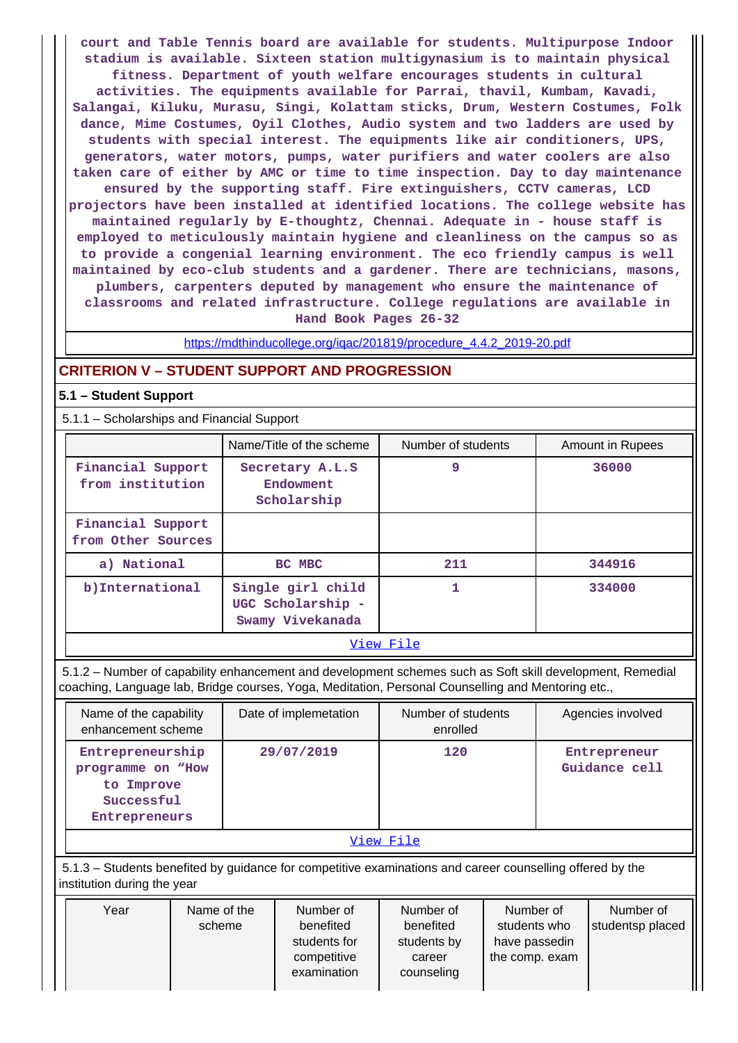court and Table Tennis board are available for students. Multipurpose Indoor stadium is available. Sixteen station multigynasium is to maintain physical fitness. Department of youth welfare encourages students in cultural activities. The equipments available for Parrai, thavil, Kumbam, Kavadi, Salangai, Kiluku, Murasu, Singi, Kolattam sticks, Drum, Western Costumes, Folk dance, Mime Costumes, Oyil Clothes, Audio system and two ladders are used by students with special interest. The equipments like air conditioners, UPS, generators, water motors, pumps, water purifiers and water coolers are also taken care of either by AMC or time to time inspection. Day to day maintenance ensured by the supporting staff. Fire extinguishers, CCTV cameras, LCD projectors have been installed at identified locations. The college website has maintained regularly by E-thoughtz, Chennai. Adequate in - house staff is employed to meticulously maintain hygiene and cleanliness on the campus so as to provide a congenial learning environment. The eco friendly campus is well maintained by eco-club students and a gardener. There are technicians, masons, plumbers, carpenters deputed by management who ensure the maintenance of classrooms and related infrastructure. College regulations are available in Hand Book Pages 26-32

https://mdthinducollege.org/iqac/201819/procedure_4.4.2_2019-20.pdf

## CRITERION V – STUDENT SUPPORT AND PROGRESSION

### 5.1 – Student Support

5.1.1 – Scholarships and Financial Support

| | Name/Title of the scheme | Number of students | Amount in Rupees |
|---|---|---|---|
| Financial Support from institution | Secretary A.L.S Endowment Scholarship | 9 | 36000 |
| Financial Support from Other Sources | | | |
| a) National | BC MBC | 211 | 344916 |
| b)International | Single girl child UGC Scholarship - Swamy Vivekanada | 1 | 334000 |
| View File | | | |

5.1.2 – Number of capability enhancement and development schemes such as Soft skill development, Remedial coaching, Language lab, Bridge courses, Yoga, Meditation, Personal Counselling and Mentoring etc.,

| Name of the capability enhancement scheme | Date of implemetation | Number of students enrolled | Agencies involved |
|---|---|---|---|
| Entrepreneurship programme on "How to Improve Successful Entrepreneurs | 29/07/2019 | 120 | Entrepreneur Guidance cell |
| View File | | | |

5.1.3 – Students benefited by guidance for competitive examinations and career counselling offered by the institution during the year

| Year | Name of the scheme | Number of benefited students for competitive examination | Number of benefited students by career counseling | Number of students who have passedin the comp. exam | Number of studentsp placed |
|---|---|---|---|---|---|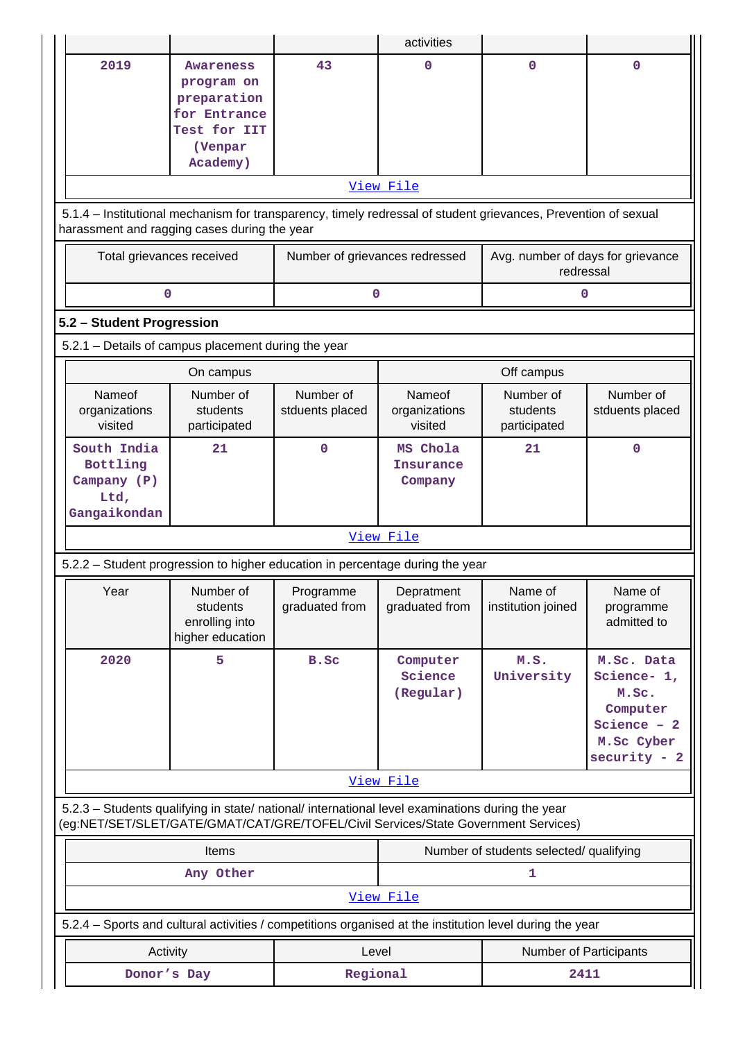| | | | activities | | |
|---|---|---|---|---|---|
| 2019 | Awareness program on preparation for Entrance Test for IIT (Venpar Academy) | 43 | 0 | 0 | 0 |

View File

5.1.4 – Institutional mechanism for transparency, timely redressal of student grievances, Prevention of sexual harassment and ragging cases during the year

| Total grievances received | Number of grievances redressed | Avg. number of days for grievance redressal |
|---|---|---|
| 0 | 0 | 0 |

## 5.2 – Student Progression

5.2.1 – Details of campus placement during the year

| On campus | | | Off campus | | |
|---|---|---|---|---|---|
| Nameof organizations visited | Number of students participated | Number of stduents placed | Nameof organizations visited | Number of students participated | Number of stduents placed |
| South India Bottling Campany (P) Ltd, Gangaikondan | 21 | 0 | MS Chola Insurance Company | 21 | 0 |

View File

5.2.2 – Student progression to higher education in percentage during the year

| Year | Number of students enrolling into higher education | Programme graduated from | Depratment graduated from | Name of institution joined | Name of programme admitted to |
|---|---|---|---|---|---|
| 2020 | 5 | B.Sc | Computer Science (Regular) | M.S. University | M.Sc. Data Science- 1, M.Sc. Computer Science – 2 M.Sc Cyber security - 2 |

View File

5.2.3 – Students qualifying in state/ national/ international level examinations during the year (eg:NET/SET/SLET/GATE/GMAT/CAT/GRE/TOFEL/Civil Services/State Government Services)

| Items | Number of students selected/ qualifying |
|---|---|
| Any Other | 1 |

View File

5.2.4 – Sports and cultural activities / competitions organised at the institution level during the year

| Activity | Level | Number of Participants |
|---|---|---|
| Donor's Day | Regional | 2411 |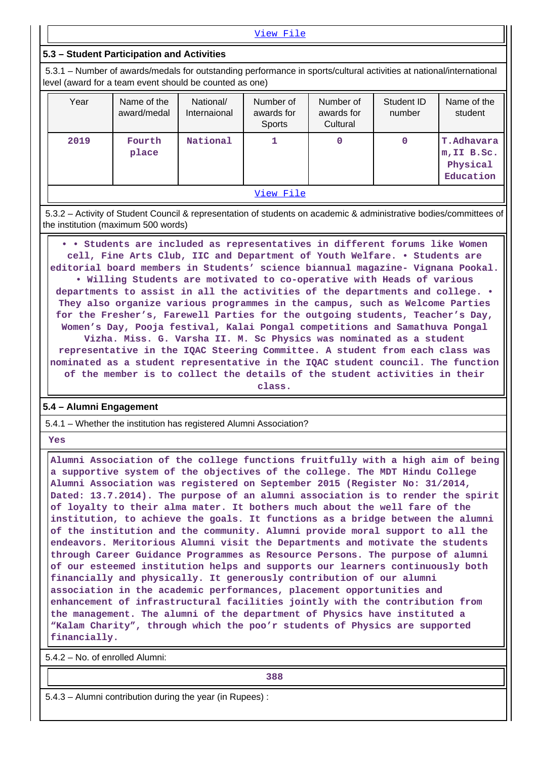View File

### 5.3 – Student Participation and Activities

5.3.1 – Number of awards/medals for outstanding performance in sports/cultural activities at national/international level (award for a team event should be counted as one)

| Year | Name of the award/medal | National/ Internaional | Number of awards for Sports | Number of awards for Cultural | Student ID number | Name of the student |
|---|---|---|---|---|---|---|
| 2019 | Fourth place | National | 1 | 0 | 0 | T.Adhavaram,II B.Sc. Physical Education |

View File

5.3.2 – Activity of Student Council & representation of students on academic & administrative bodies/committees of the institution (maximum 500 words)

• • Students are included as representatives in different forums like Women cell, Fine Arts Club, IIC and Department of Youth Welfare. • Students are editorial board members in Students' science biannual magazine- Vignana Pookal. • Willing Students are motivated to co-operative with Heads of various departments to assist in all the activities of the departments and college. • They also organize various programmes in the campus, such as Welcome Parties for the Fresher's, Farewell Parties for the outgoing students, Teacher's Day, Women's Day, Pooja festival, Kalai Pongal competitions and Samathuva Pongal Vizha. Miss. G. Varsha II. M. Sc Physics was nominated as a student representative in the IQAC Steering Committee. A student from each class was nominated as a student representative in the IQAC student council. The function of the member is to collect the details of the student activities in their class.

### 5.4 – Alumni Engagement

5.4.1 – Whether the institution has registered Alumni Association?

Yes

Alumni Association of the college functions fruitfully with a high aim of being a supportive system of the objectives of the college. The MDT Hindu College Alumni Association was registered on September 2015 (Register No: 31/2014, Dated: 13.7.2014). The purpose of an alumni association is to render the spirit of loyalty to their alma mater. It bothers much about the well fare of the institution, to achieve the goals. It functions as a bridge between the alumni of the institution and the community. Alumni provide moral support to all the endeavors. Meritorious Alumni visit the Departments and motivate the students through Career Guidance Programmes as Resource Persons. The purpose of alumni of our esteemed institution helps and supports our learners continuously both financially and physically. It generously contribution of our alumni association in the academic performances, placement opportunities and enhancement of infrastructural facilities jointly with the contribution from the management. The alumni of the department of Physics have instituted a "Kalam Charity", through which the poo'r students of Physics are supported financially.

5.4.2 – No. of enrolled Alumni:

388

5.4.3 – Alumni contribution during the year (in Rupees) :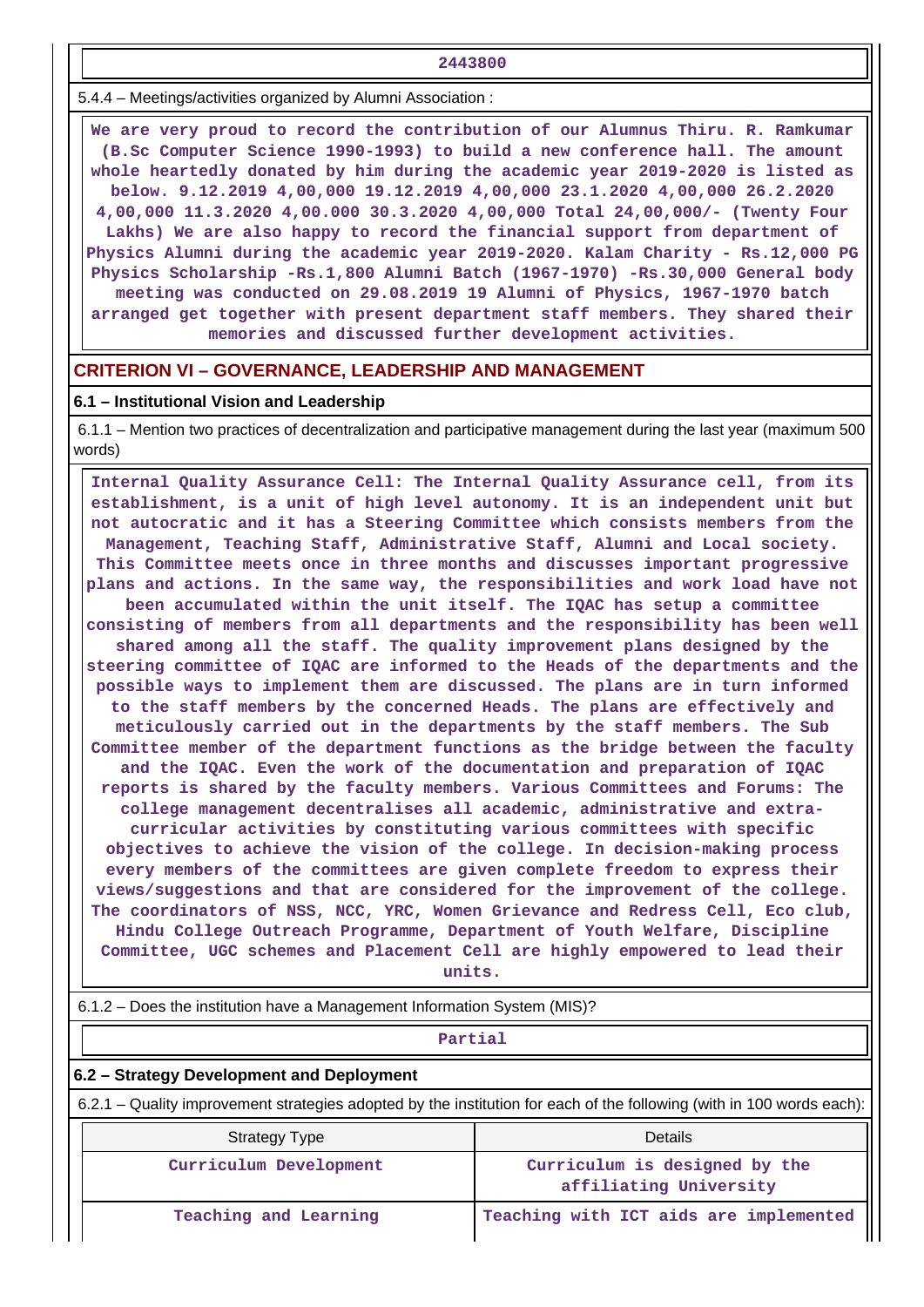2443800

5.4.4 – Meetings/activities organized by Alumni Association :

We are very proud to record the contribution of our Alumnus Thiru. R. Ramkumar (B.Sc Computer Science 1990-1993) to build a new conference hall. The amount whole heartedly donated by him during the academic year 2019-2020 is listed as below. 9.12.2019 4,00,000 19.12.2019 4,00,000 23.1.2020 4,00,000 26.2.2020 4,00,000 11.3.2020 4,00.000 30.3.2020 4,00,000 Total 24,00,000/- (Twenty Four Lakhs) We are also happy to record the financial support from department of Physics Alumni during the academic year 2019-2020. Kalam Charity - Rs.12,000 PG Physics Scholarship -Rs.1,800 Alumni Batch (1967-1970) -Rs.30,000 General body meeting was conducted on 29.08.2019 19 Alumni of Physics, 1967-1970 batch arranged get together with present department staff members. They shared their memories and discussed further development activities.

## CRITERION VI – GOVERNANCE, LEADERSHIP AND MANAGEMENT

### 6.1 – Institutional Vision and Leadership

6.1.1 – Mention two practices of decentralization and participative management during the last year (maximum 500 words)

Internal Quality Assurance Cell: The Internal Quality Assurance cell, from its establishment, is a unit of high level autonomy. It is an independent unit but not autocratic and it has a Steering Committee which consists members from the Management, Teaching Staff, Administrative Staff, Alumni and Local society. This Committee meets once in three months and discusses important progressive plans and actions. In the same way, the responsibilities and work load have not been accumulated within the unit itself. The IQAC has setup a committee consisting of members from all departments and the responsibility has been well shared among all the staff. The quality improvement plans designed by the steering committee of IQAC are informed to the Heads of the departments and the possible ways to implement them are discussed. The plans are in turn informed to the staff members by the concerned Heads. The plans are effectively and meticulously carried out in the departments by the staff members. The Sub Committee member of the department functions as the bridge between the faculty and the IQAC. Even the work of the documentation and preparation of IQAC reports is shared by the faculty members. Various Committees and Forums: The college management decentralises all academic, administrative and extra-curricular activities by constituting various committees with specific objectives to achieve the vision of the college. In decision-making process every members of the committees are given complete freedom to express their views/suggestions and that are considered for the improvement of the college. The coordinators of NSS, NCC, YRC, Women Grievance and Redress Cell, Eco club, Hindu College Outreach Programme, Department of Youth Welfare, Discipline Committee, UGC schemes and Placement Cell are highly empowered to lead their units.

6.1.2 – Does the institution have a Management Information System (MIS)?

Partial

### 6.2 – Strategy Development and Deployment

6.2.1 – Quality improvement strategies adopted by the institution for each of the following (with in 100 words each):

| Strategy Type | Details |
|---|---|
| Curriculum Development | Curriculum is designed by the affiliating University |
| Teaching and Learning | Teaching with ICT aids are implemented |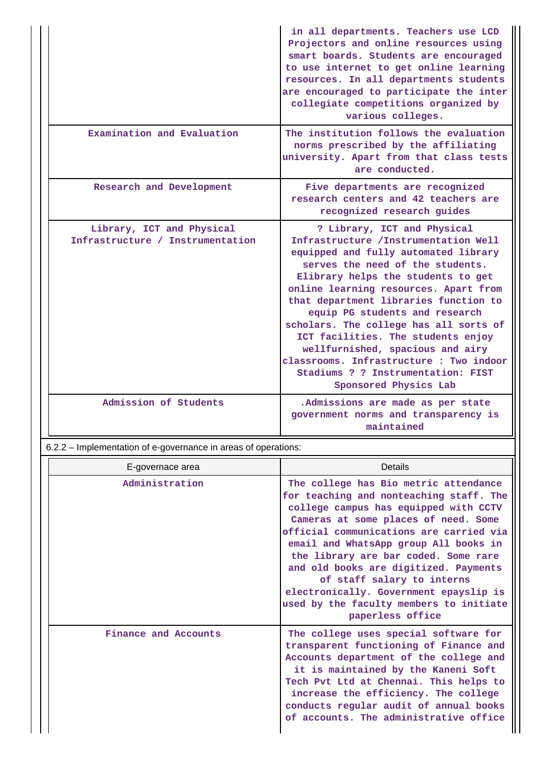| | |
|---|---|
| | in all departments. Teachers use LCD Projectors and online resources using smart boards. Students are encouraged to use internet to get online learning resources. In all departments students are encouraged to participate the inter collegiate competitions organized by various colleges. |
| Examination and Evaluation | The institution follows the evaluation norms prescribed by the affiliating university. Apart from that class tests are conducted. |
| Research and Development | Five departments are recognized research centers and 42 teachers are recognized research guides |
| Library, ICT and Physical Infrastructure / Instrumentation | ? Library, ICT and Physical Infrastructure /Instrumentation Well equipped and fully automated library serves the need of the students. Elibrary helps the students to get online learning resources. Apart from that department libraries function to equip PG students and research scholars. The college has all sorts of ICT facilities. The students enjoy wellfurnished, spacious and airy classrooms. Infrastructure : Two indoor Stadiums ? ? Instrumentation: FIST Sponsored Physics Lab |
| Admission of Students | .Admissions are made as per state government norms and transparency is maintained |

6.2.2 – Implementation of e-governance in areas of operations:

| E-governace area | Details |
|---|---|
| Administration | The college has Bio metric attendance for teaching and nonteaching staff. The college campus has equipped with CCTV Cameras at some places of need. Some official communications are carried via email and WhatsApp group All books in the library are bar coded. Some rare and old books are digitized. Payments of staff salary to interns electronically. Government epayslip is used by the faculty members to initiate paperless office |
| Finance and Accounts | The college uses special software for transparent functioning of Finance and Accounts department of the college and it is maintained by the Kaneni Soft Tech Pvt Ltd at Chennai. This helps to increase the efficiency. The college conducts regular audit of annual books of accounts. The administrative office |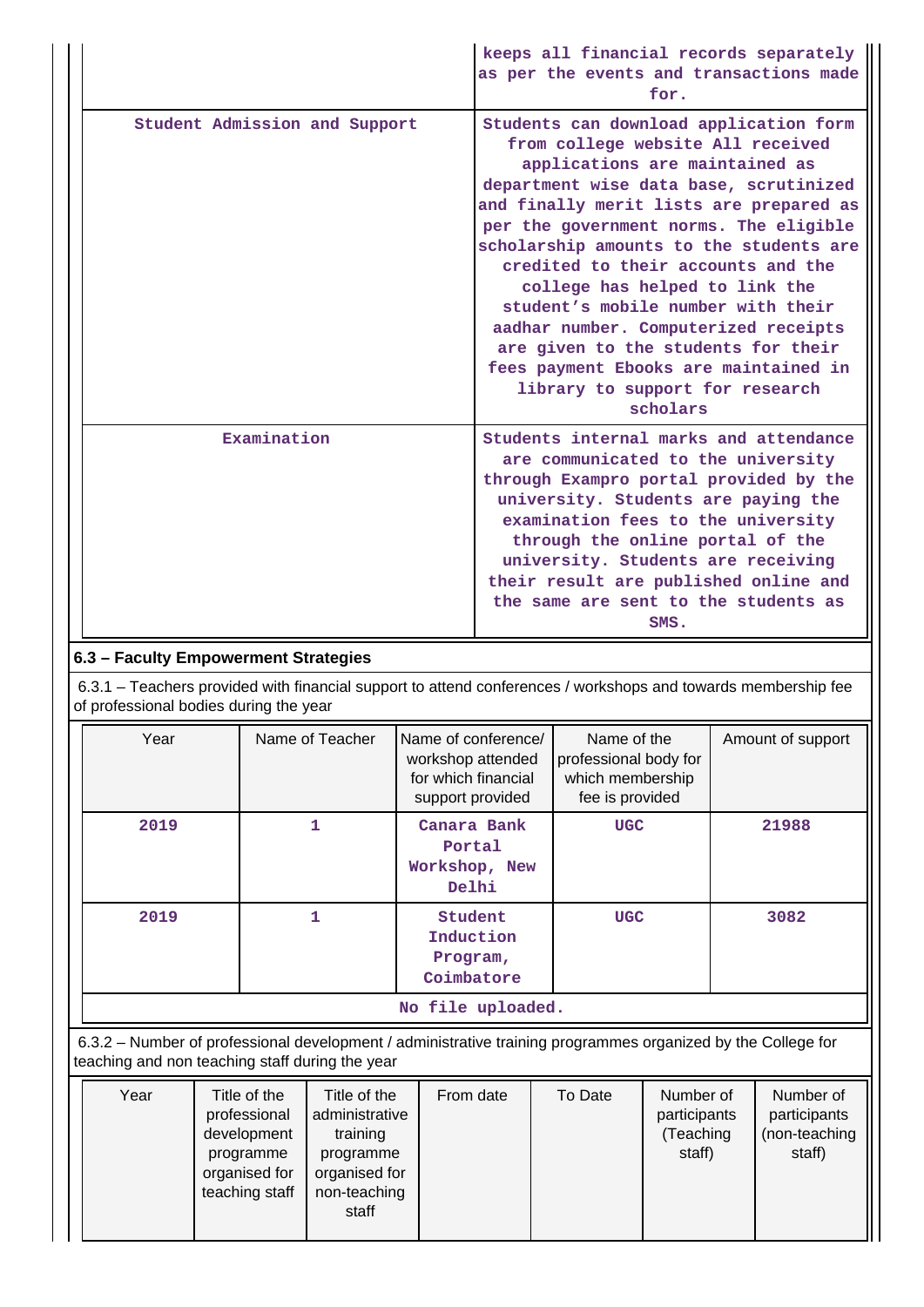| | |
|---|---|
| | keeps all financial records separately as per the events and transactions made for. |
| Student Admission and Support | Students can download application form from college website All received applications are maintained as department wise data base, scrutinized and finally merit lists are prepared as per the government norms. The eligible scholarship amounts to the students are credited to their accounts and the college has helped to link the student's mobile number with their aadhar number. Computerized receipts are given to the students for their fees payment Ebooks are maintained in library to support for research scholars |
| Examination | Students internal marks and attendance are communicated to the university through Exampro portal provided by the university. Students are paying the examination fees to the university through the online portal of the university. Students are receiving their result are published online and the same are sent to the students as SMS. |

### 6.3 – Faculty Empowerment Strategies

6.3.1 – Teachers provided with financial support to attend conferences / workshops and towards membership fee of professional bodies during the year

| Year | Name of Teacher | Name of conference/ workshop attended for which financial support provided | Name of the professional body for which membership fee is provided | Amount of support |
|---|---|---|---|---|
| 2019 | 1 | Canara Bank Portal Workshop, New Delhi | UGC | 21988 |
| 2019 | 1 | Student Induction Program, Coimbatore | UGC | 3082 |

No file uploaded.

6.3.2 – Number of professional development / administrative training programmes organized by the College for teaching and non teaching staff during the year

| Year | Title of the professional development programme organised for teaching staff | Title of the administrative training programme organised for non-teaching staff | From date | To Date | Number of participants (Teaching staff) | Number of participants (non-teaching staff) |
|---|---|---|---|---|---|---|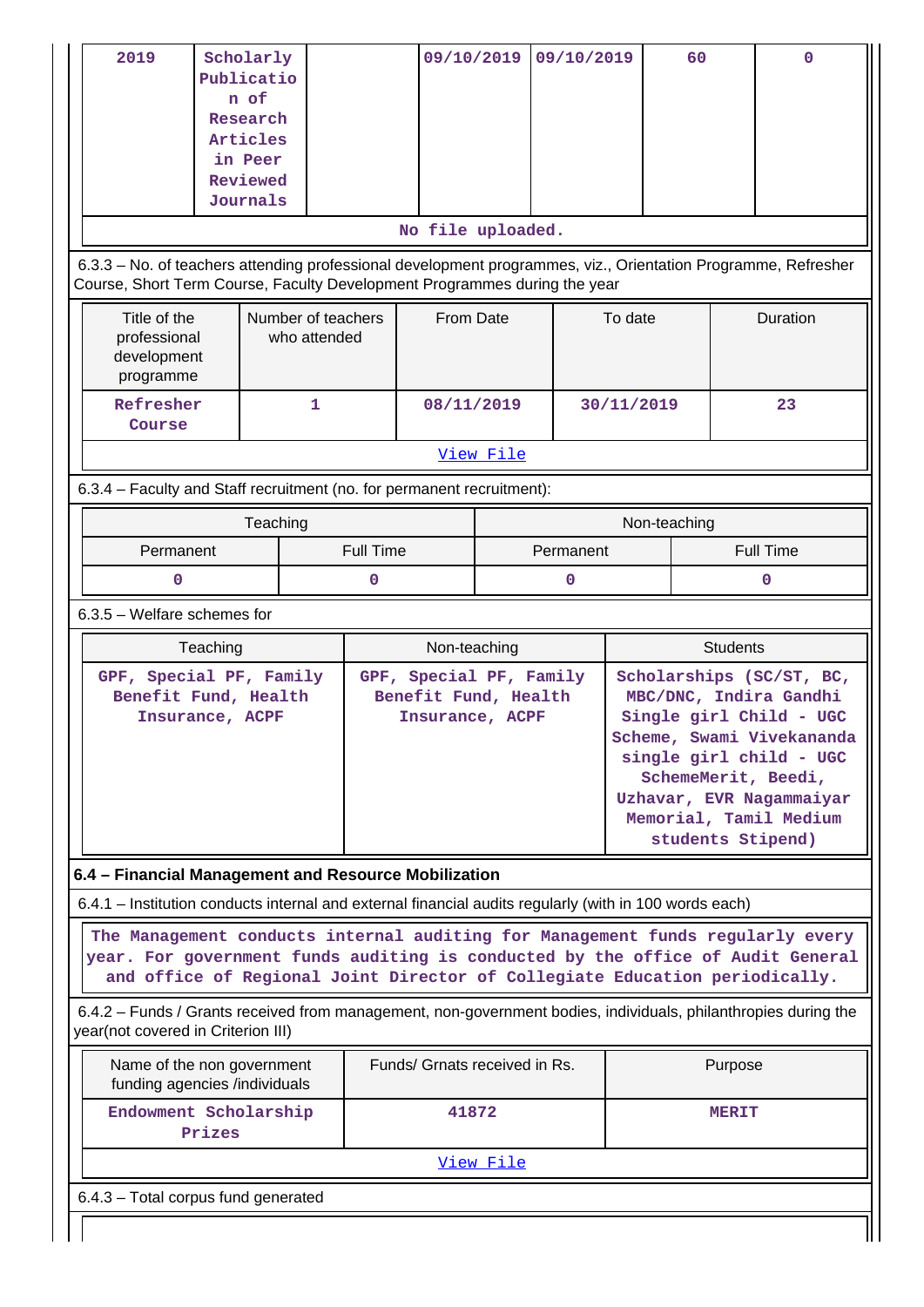| 2019 | Scholarly Publication of Research Articles in Peer Reviewed Journals | | 09/10/2019 | 09/10/2019 | 60 | 0 |
|---|---|---|---|---|---|---|
| No file uploaded. | | | | | | |

6.3.3 – No. of teachers attending professional development programmes, viz., Orientation Programme, Refresher Course, Short Term Course, Faculty Development Programmes during the year

| Title of the professional development programme | Number of teachers who attended | From Date | To date | Duration |
|---|---|---|---|---|
| Refresher Course | 1 | 08/11/2019 | 30/11/2019 | 23 |
| View File | | | | |

6.3.4 – Faculty and Staff recruitment (no. for permanent recruitment):

| Teaching | | Non-teaching | |
|---|---|---|---|
| Permanent | Full Time | Permanent | Full Time |
| 0 | 0 | 0 | 0 |

6.3.5 – Welfare schemes for

| Teaching | Non-teaching | Students |
|---|---|---|
| GPF, Special PF, Family Benefit Fund, Health Insurance, ACPF | GPF, Special PF, Family Benefit Fund, Health Insurance, ACPF | Scholarships (SC/ST, BC, MBC/DNC, Indira Gandhi Single girl Child - UGC Scheme, Swami Vivekananda single girl child - UGC SchemeMerit, Beedi, Uzhavar, EVR Nagammaiyar Memorial, Tamil Medium students Stipend) |

**6.4 – Financial Management and Resource Mobilization**

6.4.1 – Institution conducts internal and external financial audits regularly (with in 100 words each)

The Management conducts internal auditing for Management funds regularly every year. For government funds auditing is conducted by the office of Audit General and office of Regional Joint Director of Collegiate Education periodically.

6.4.2 – Funds / Grants received from management, non-government bodies, individuals, philanthropies during the year(not covered in Criterion III)

| Name of the non government funding agencies /individuals | Funds/ Grnats received in Rs. | Purpose |
|---|---|---|
| Endowment Scholarship Prizes | 41872 | MERIT |
| View File | | |

6.4.3 – Total corpus fund generated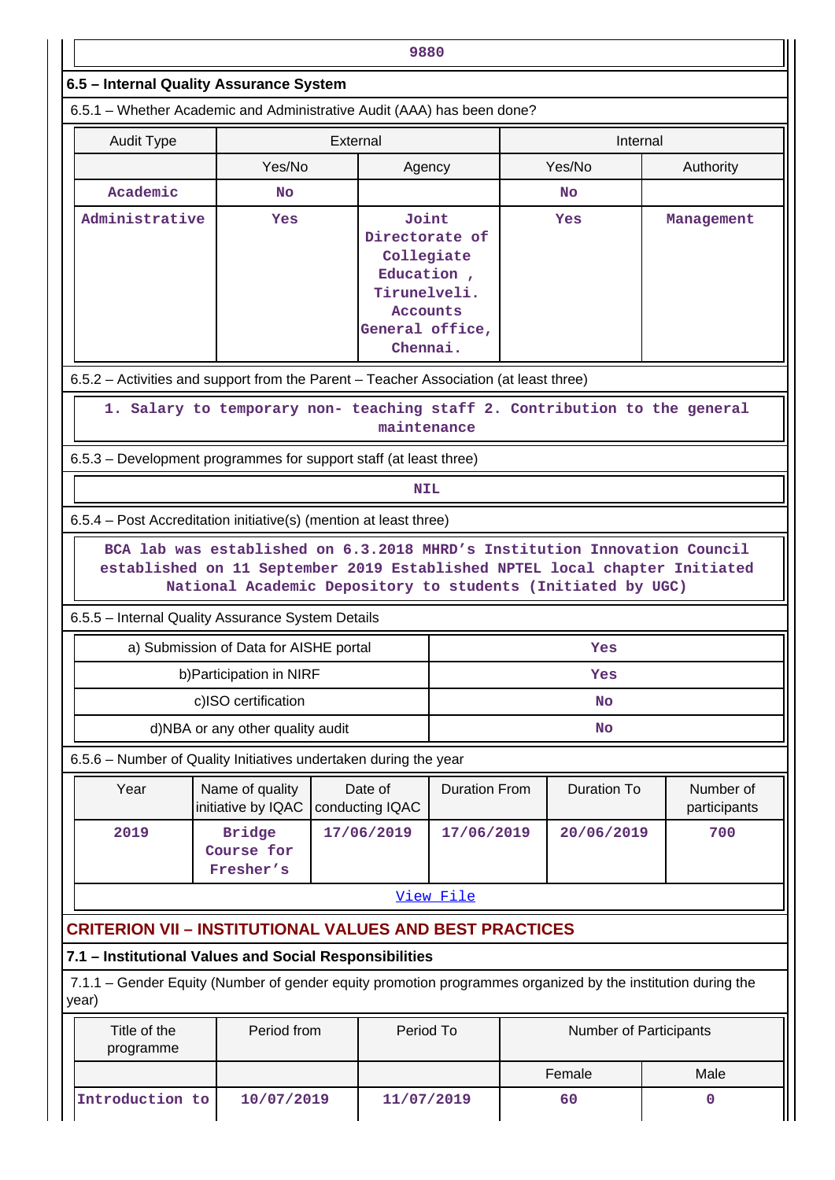| 9880 |
|---|

## 6.5 – Internal Quality Assurance System

6.5.1 – Whether Academic and Administrative Audit (AAA) has been done?

| Audit Type | External | | Internal | |
|---|---|---|---|---|
| | Yes/No | Agency | Yes/No | Authority |
| Academic | No | | No | |
| Administrative | Yes | Joint Directorate of Collegiate Education , Tirunelveli. Accounts General office, Chennai. | Yes | Management |

6.5.2 – Activities and support from the Parent – Teacher Association (at least three)

| 1. Salary to temporary non- teaching staff 2. Contribution to the general maintenance |
|---|

6.5.3 – Development programmes for support staff (at least three)

| NIL |
|---|

6.5.4 – Post Accreditation initiative(s) (mention at least three)

| BCA lab was established on 6.3.2018 MHRD's Institution Innovation Council established on 11 September 2019 Established NPTEL local chapter Initiated National Academic Depository to students (Initiated by UGC) |
|---|

6.5.5 – Internal Quality Assurance System Details

| | |
|---|---|
| a) Submission of Data for AISHE portal | Yes |
| b)Participation in NIRF | Yes |
| c)ISO certification | No |
| d)NBA or any other quality audit | No |

6.5.6 – Number of Quality Initiatives undertaken during the year

| Year | Name of quality initiative by IQAC | Date of conducting IQAC | Duration From | Duration To | Number of participants |
|---|---|---|---|---|---|
| 2019 | Bridge Course for Fresher's | 17/06/2019 | 17/06/2019 | 20/06/2019 | 700 |

View File

## CRITERION VII – INSTITUTIONAL VALUES AND BEST PRACTICES

### 7.1 – Institutional Values and Social Responsibilities

7.1.1 – Gender Equity (Number of gender equity promotion programmes organized by the institution during the year)

| Title of the programme | Period from | Period To | Number of Participants | |
|---|---|---|---|---|
| | | | Female | Male |
| Introduction to | 10/07/2019 | 11/07/2019 | 60 | 0 |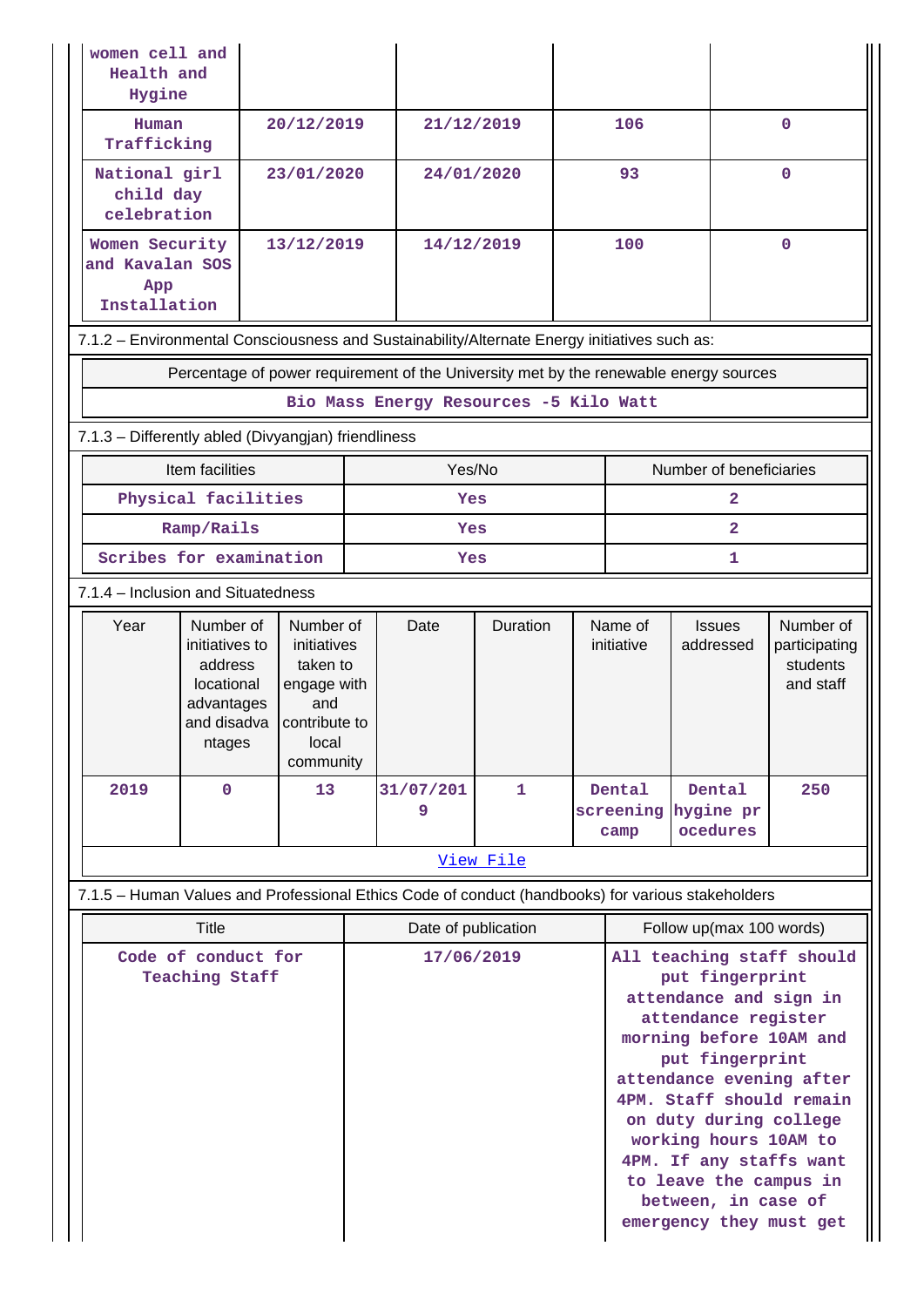| | | | | |
|---|---|---|---|---|
| women cell and Health and Hygine | | | | |
| Human Trafficking | 20/12/2019 | 21/12/2019 | 106 | 0 |
| National girl child day celebration | 23/01/2020 | 24/01/2020 | 93 | 0 |
| Women Security and Kavalan SOS App Installation | 13/12/2019 | 14/12/2019 | 100 | 0 |

7.1.2 – Environmental Consciousness and Sustainability/Alternate Energy initiatives such as:

| Percentage of power requirement of the University met by the renewable energy sources |
|---|
| Bio Mass Energy Resources -5 Kilo Watt |

7.1.3 – Differently abled (Divyangjan) friendliness

| Item facilities | Yes/No | Number of beneficiaries |
|---|---|---|
| Physical facilities | Yes | 2 |
| Ramp/Rails | Yes | 2 |
| Scribes for examination | Yes | 1 |

7.1.4 – Inclusion and Situatedness

| Year | Number of initiatives to address locational advantages and disadvantages | Number of initiatives taken to engage with and contribute to local community | Date | Duration | Name of initiative | Issues addressed | Number of participating students and staff |
|---|---|---|---|---|---|---|---|
| 2019 | 0 | 13 | 31/07/2019 | 1 | Dental screening camp | Dental hygine procedures | 250 |

View File

7.1.5 – Human Values and Professional Ethics Code of conduct (handbooks) for various stakeholders

| Title | Date of publication | Follow up(max 100 words) |
|---|---|---|
| Code of conduct for Teaching Staff | 17/06/2019 | All teaching staff should put fingerprint attendance and sign in attendance register morning before 10AM and put fingerprint attendance evening after 4PM. Staff should remain on duty during college working hours 10AM to 4PM. If any staffs want to leave the campus in between, in case of emergency they must get |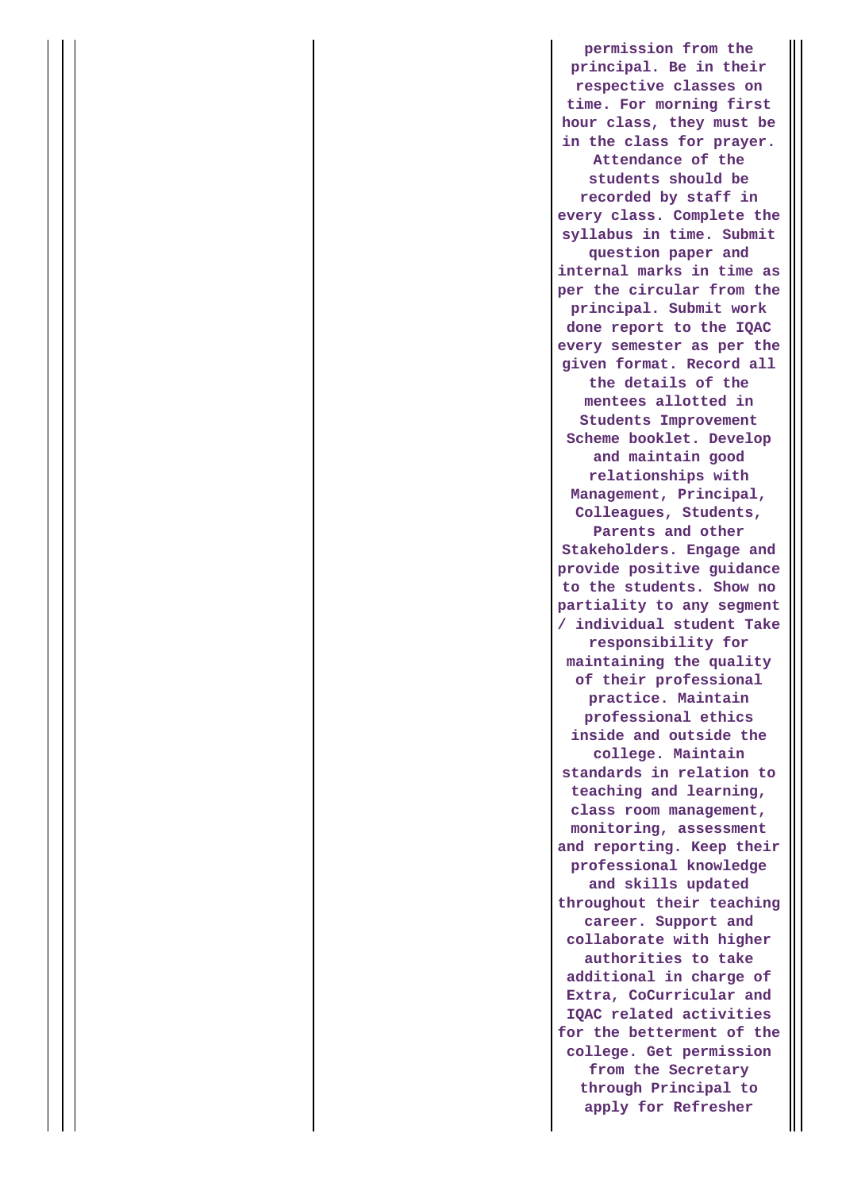|  |  |  |
|---|---|---|
|  |  | permission from the principal. Be in their respective classes on time. For morning first hour class, they must be in the class for prayer. Attendance of the students should be recorded by staff in every class. Complete the syllabus in time. Submit question paper and internal marks in time as per the circular from the principal. Submit work done report to the IQAC every semester as per the given format. Record all the details of the mentees allotted in Students Improvement Scheme booklet. Develop and maintain good relationships with Management, Principal, Colleagues, Students, Parents and other Stakeholders. Engage and provide positive guidance to the students. Show no partiality to any segment / individual student Take responsibility for maintaining the quality of their professional practice. Maintain professional ethics inside and outside the college. Maintain standards in relation to teaching and learning, class room management, monitoring, assessment and reporting. Keep their professional knowledge and skills updated throughout their teaching career. Support and collaborate with higher authorities to take additional in charge of Extra, CoCurricular and IQAC related activities for the betterment of the college. Get permission from the Secretary through Principal to apply for Refresher |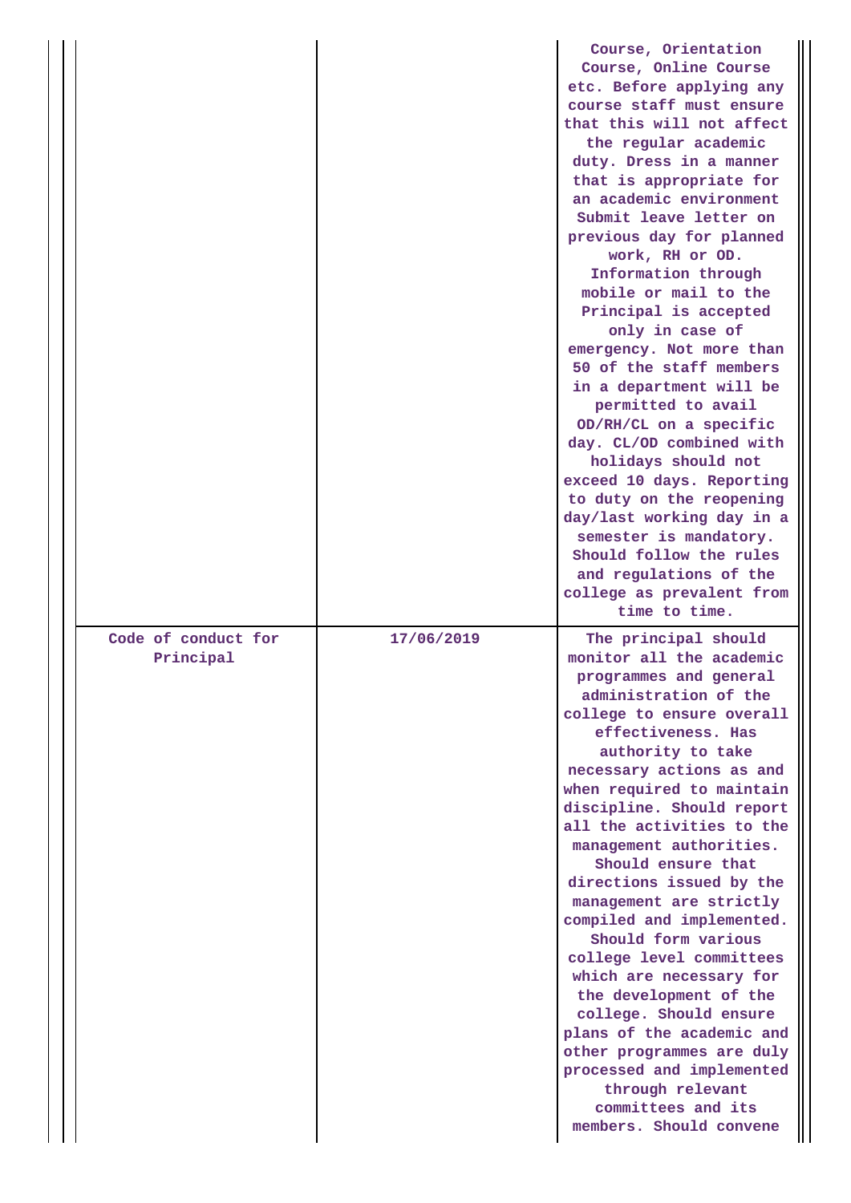|  |  |  |
|---|---|---|
|  |  | Course, Orientation Course, Online Course etc. Before applying any course staff must ensure that this will not affect the regular academic duty. Dress in a manner that is appropriate for an academic environment Submit leave letter on previous day for planned work, RH or OD. Information through mobile or mail to the Principal is accepted only in case of emergency. Not more than 50 of the staff members in a department will be permitted to avail OD/RH/CL on a specific day. CL/OD combined with holidays should not exceed 10 days. Reporting to duty on the reopening day/last working day in a semester is mandatory. Should follow the rules and regulations of the college as prevalent from time to time. |
| Code of conduct for Principal | 17/06/2019 | The principal should monitor all the academic programmes and general administration of the college to ensure overall effectiveness. Has authority to take necessary actions as and when required to maintain discipline. Should report all the activities to the management authorities. Should ensure that directions issued by the management are strictly compiled and implemented. Should form various college level committees which are necessary for the development of the college. Should ensure plans of the academic and other programmes are duly processed and implemented through relevant committees and its members. Should convene |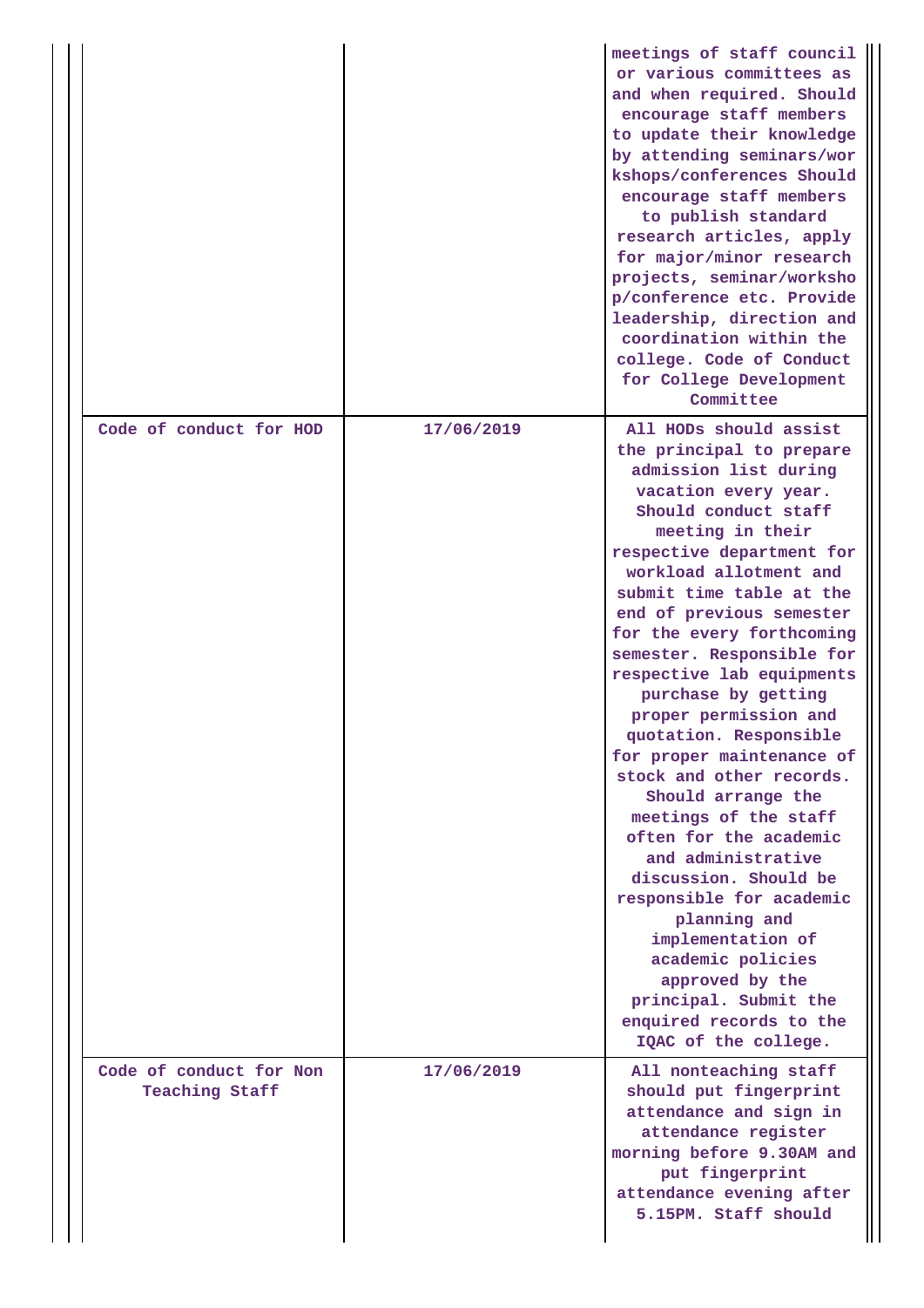| | | |
|---|---|---|
| | | meetings of staff council or various committees as and when required. Should encourage staff members to update their knowledge by attending seminars/workshops/conferences Should encourage staff members to publish standard research articles, apply for major/minor research projects, seminar/workshop/conference etc. Provide leadership, direction and coordination within the college. Code of Conduct for College Development Committee |
| Code of conduct for HOD | 17/06/2019 | All HODs should assist the principal to prepare admission list during vacation every year. Should conduct staff meeting in their respective department for workload allotment and submit time table at the end of previous semester for the every forthcoming semester. Responsible for respective lab equipments purchase by getting proper permission and quotation. Responsible for proper maintenance of stock and other records. Should arrange the meetings of the staff often for the academic and administrative discussion. Should be responsible for academic planning and implementation of academic policies approved by the principal. Submit the enquired records to the IQAC of the college. |
| Code of conduct for Non Teaching Staff | 17/06/2019 | All nonteaching staff should put fingerprint attendance and sign in attendance register morning before 9.30AM and put fingerprint attendance evening after 5.15PM. Staff should |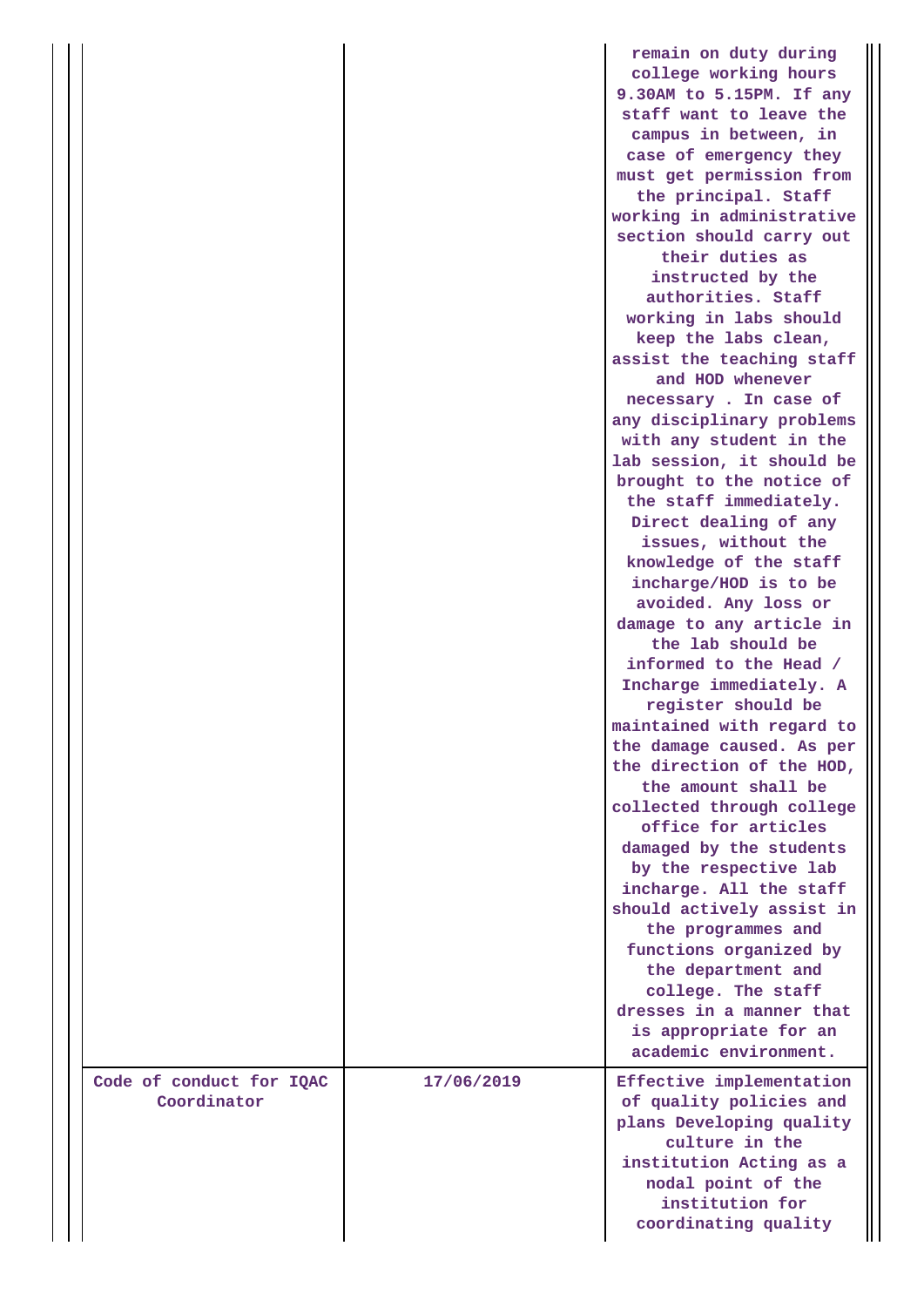| | | |
|---|---|---|
| | | remain on duty during college working hours 9.30AM to 5.15PM. If any staff want to leave the campus in between, in case of emergency they must get permission from the principal. Staff working in administrative section should carry out their duties as instructed by the authorities. Staff working in labs should keep the labs clean, assist the teaching staff and HOD whenever necessary . In case of any disciplinary problems with any student in the lab session, it should be brought to the notice of the staff immediately. Direct dealing of any issues, without the knowledge of the staff incharge/HOD is to be avoided. Any loss or damage to any article in the lab should be informed to the Head / Incharge immediately. A register should be maintained with regard to the damage caused. As per the direction of the HOD, the amount shall be collected through college office for articles damaged by the students by the respective lab incharge. All the staff should actively assist in the programmes and functions organized by the department and college. The staff dresses in a manner that is appropriate for an academic environment. |
| Code of conduct for IQAC Coordinator | 17/06/2019 | Effective implementation of quality policies and plans Developing quality culture in the institution Acting as a nodal point of the institution for coordinating quality |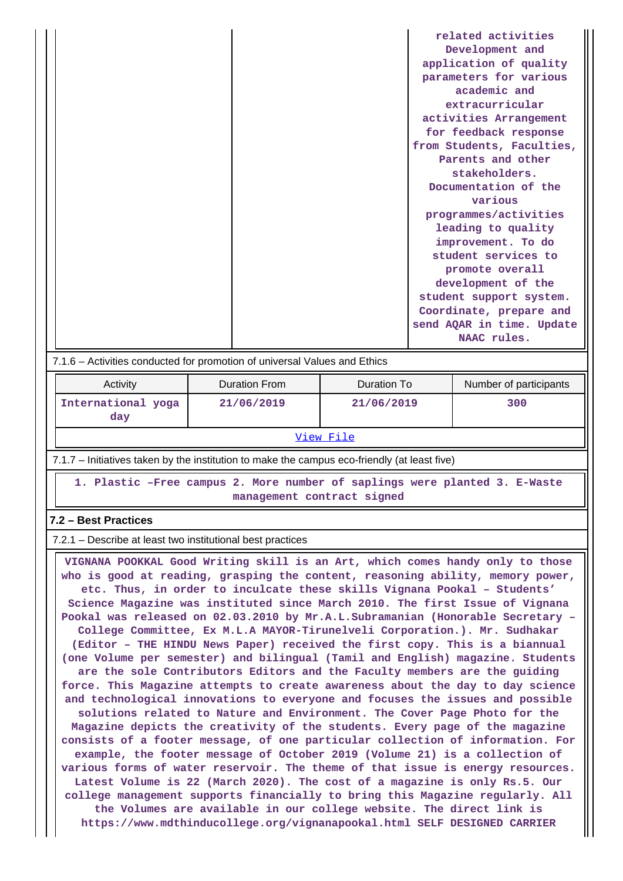| | | related activities Development and application of quality parameters for various academic and extracurricular activities Arrangement for feedback response from Students, Faculties, Parents and other stakeholders. Documentation of the various programmes/activities leading to quality improvement. To do student services to promote overall development of the student support system. Coordinate, prepare and send AQAR in time. Update NAAC rules. |
|---|---|---|

7.1.6 – Activities conducted for promotion of universal Values and Ethics

| Activity | Duration From | Duration To | Number of participants |
|---|---|---|---|
| International yoga day | 21/06/2019 | 21/06/2019 | 300 |

[View File](#)

7.1.7 – Initiatives taken by the institution to make the campus eco-friendly (at least five)

1. Plastic –Free campus 2. More number of saplings were planted 3. E-Waste management contract signed

**7.2 – Best Practices**

7.2.1 – Describe at least two institutional best practices

VIGNANA POOKKAL Good Writing skill is an Art, which comes handy only to those who is good at reading, grasping the content, reasoning ability, memory power, etc. Thus, in order to inculcate these skills Vignana Pookal – Students' Science Magazine was instituted since March 2010. The first Issue of Vignana Pookal was released on 02.03.2010 by Mr.A.L.Subramanian (Honorable Secretary – College Committee, Ex M.L.A MAYOR-Tirunelveli Corporation.). Mr. Sudhakar (Editor – THE HINDU News Paper) received the first copy. This is a biannual (one Volume per semester) and bilingual (Tamil and English) magazine. Students are the sole Contributors Editors and the Faculty members are the guiding force. This Magazine attempts to create awareness about the day to day science and technological innovations to everyone and focuses the issues and possible solutions related to Nature and Environment. The Cover Page Photo for the Magazine depicts the creativity of the students. Every page of the magazine consists of a footer message, of one particular collection of information. For example, the footer message of October 2019 (Volume 21) is a collection of various forms of water reservoir. The theme of that issue is energy resources. Latest Volume is 22 (March 2020). The cost of a magazine is only Rs.5. Our college management supports financially to bring this Magazine regularly. All the Volumes are available in our college website. The direct link is https://www.mdthinducollege.org/vignanapookal.html SELF DESIGNED CARRIER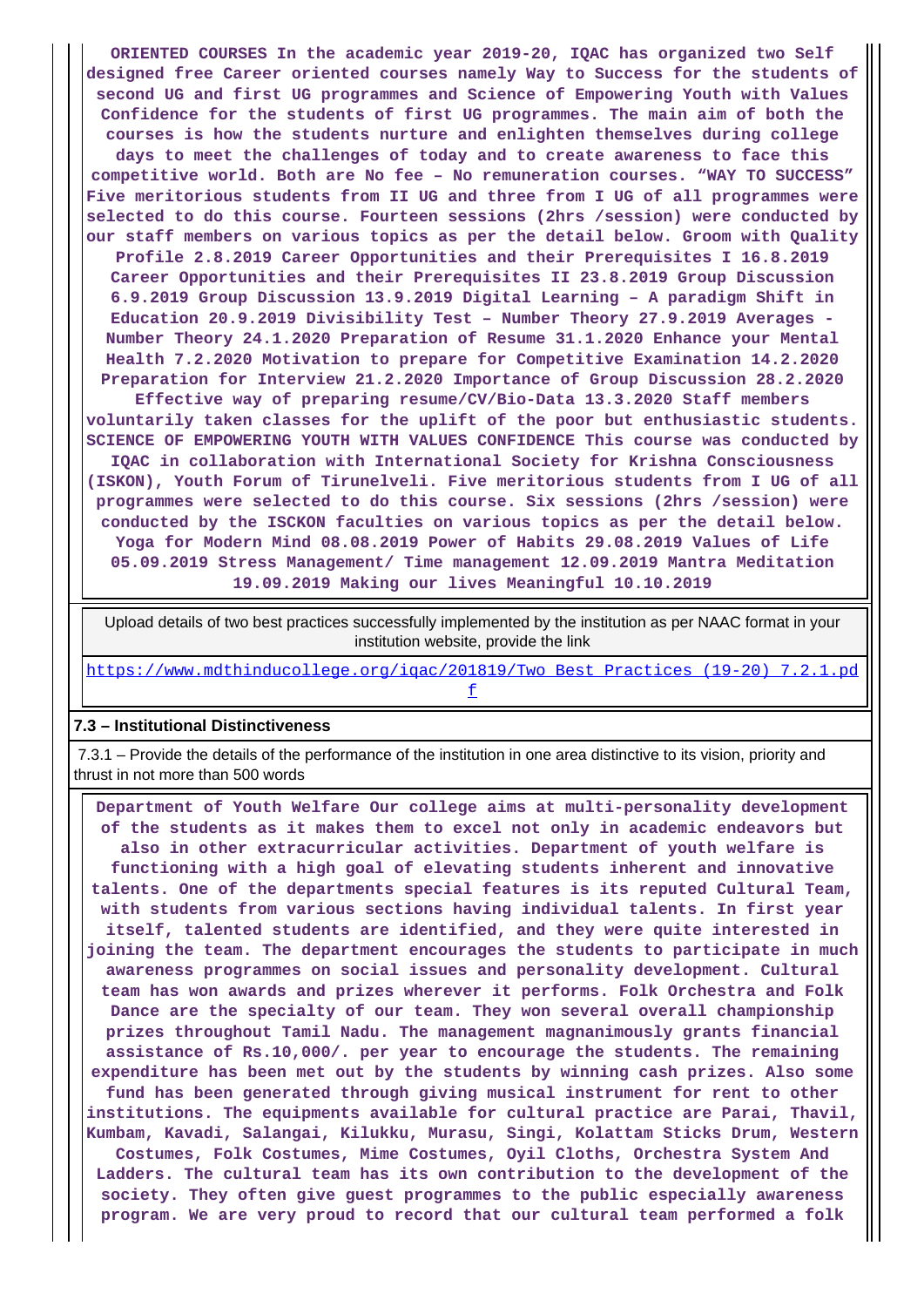ORIENTED COURSES In the academic year 2019-20, IQAC has organized two Self designed free Career oriented courses namely Way to Success for the students of second UG and first UG programmes and Science of Empowering Youth with Values Confidence for the students of first UG programmes. The main aim of both the courses is how the students nurture and enlighten themselves during college days to meet the challenges of today and to create awareness to face this competitive world. Both are No fee – No remuneration courses. "WAY TO SUCCESS" Five meritorious students from II UG and three from I UG of all programmes were selected to do this course. Fourteen sessions (2hrs /session) were conducted by our staff members on various topics as per the detail below. Groom with Quality Profile 2.8.2019 Career Opportunities and their Prerequisites I 16.8.2019 Career Opportunities and their Prerequisites II 23.8.2019 Group Discussion 6.9.2019 Group Discussion 13.9.2019 Digital Learning – A paradigm Shift in Education 20.9.2019 Divisibility Test – Number Theory 27.9.2019 Averages - Number Theory 24.1.2020 Preparation of Resume 31.1.2020 Enhance your Mental Health 7.2.2020 Motivation to prepare for Competitive Examination 14.2.2020 Preparation for Interview 21.2.2020 Importance of Group Discussion 28.2.2020 Effective way of preparing resume/CV/Bio-Data 13.3.2020 Staff members voluntarily taken classes for the uplift of the poor but enthusiastic students. SCIENCE OF EMPOWERING YOUTH WITH VALUES CONFIDENCE This course was conducted by IQAC in collaboration with International Society for Krishna Consciousness (ISKON), Youth Forum of Tirunelveli. Five meritorious students from I UG of all programmes were selected to do this course. Six sessions (2hrs /session) were conducted by the ISCKON faculties on various topics as per the detail below. Yoga for Modern Mind 08.08.2019 Power of Habits 29.08.2019 Values of Life 05.09.2019 Stress Management/ Time management 12.09.2019 Mantra Meditation 19.09.2019 Making our lives Meaningful 10.10.2019

| Upload details of two best practices successfully implemented by the institution as per NAAC format in your institution website, provide the link |
|---|
| https://www.mdthinducollege.org/iqac/201819/Two Best Practices (19-20) 7.2.1.pdf |

## 7.3 – Institutional Distinctiveness

7.3.1 – Provide the details of the performance of the institution in one area distinctive to its vision, priority and thrust in not more than 500 words

Department of Youth Welfare Our college aims at multi-personality development of the students as it makes them to excel not only in academic endeavors but also in other extracurricular activities. Department of youth welfare is functioning with a high goal of elevating students inherent and innovative talents. One of the departments special features is its reputed Cultural Team, with students from various sections having individual talents. In first year itself, talented students are identified, and they were quite interested in joining the team. The department encourages the students to participate in much awareness programmes on social issues and personality development. Cultural team has won awards and prizes wherever it performs. Folk Orchestra and Folk Dance are the specialty of our team. They won several overall championship prizes throughout Tamil Nadu. The management magnanimously grants financial assistance of Rs.10,000/. per year to encourage the students. The remaining expenditure has been met out by the students by winning cash prizes. Also some fund has been generated through giving musical instrument for rent to other institutions. The equipments available for cultural practice are Parai, Thavil, Kumbam, Kavadi, Salangai, Kilukku, Murasu, Singi, Kolattam Sticks Drum, Western Costumes, Folk Costumes, Mime Costumes, Oyil Cloths, Orchestra System And Ladders. The cultural team has its own contribution to the development of the society. They often give guest programmes to the public especially awareness program. We are very proud to record that our cultural team performed a folk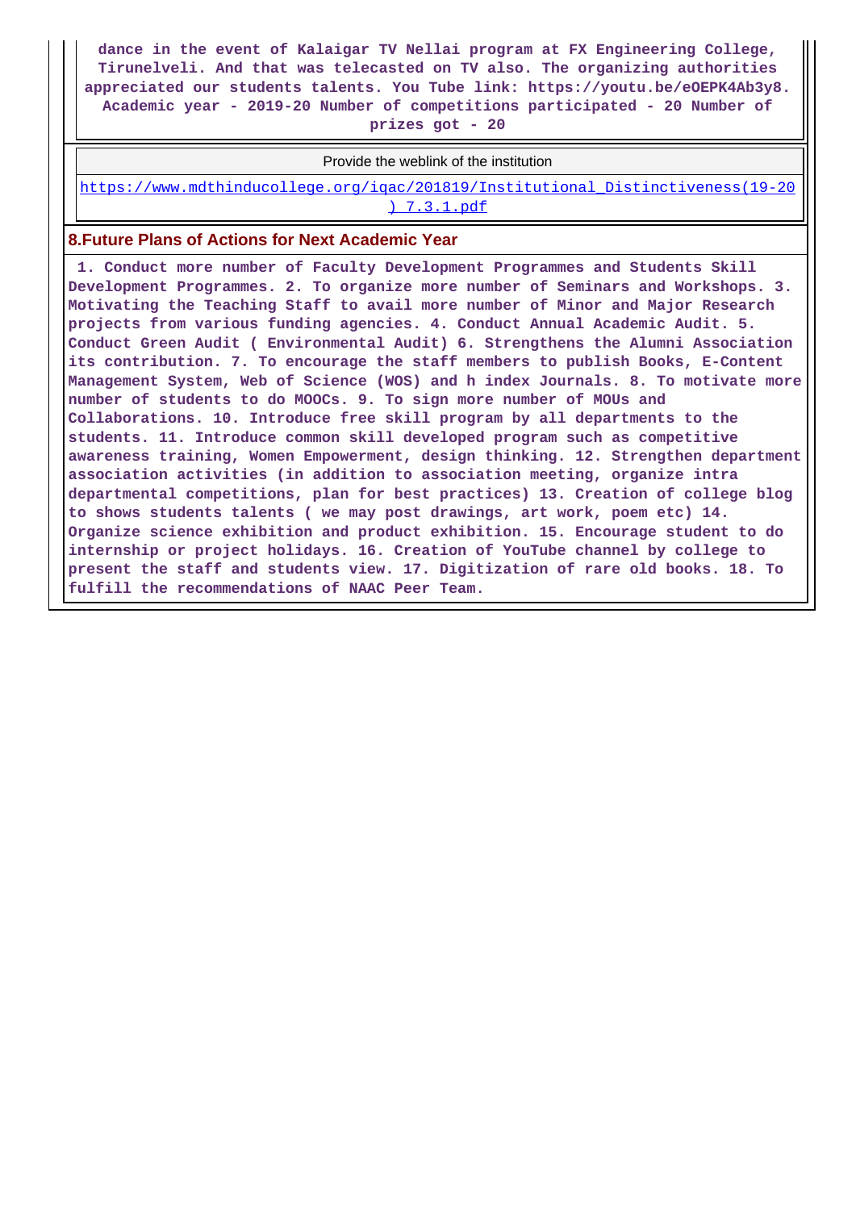dance in the event of Kalaigar TV Nellai program at FX Engineering College, Tirunelveli. And that was telecasted on TV also. The organizing authorities appreciated our students talents. You Tube link: https://youtu.be/eOEPK4Ab3y8. Academic year - 2019-20 Number of competitions participated - 20 Number of prizes got - 20

| Provide the weblink of the institution |
| --- |
| https://www.mdthinducollege.org/iqac/201819/Institutional_Distinctiveness(19-20) 7.3.1.pdf |

## 8.Future Plans of Actions for Next Academic Year

1. Conduct more number of Faculty Development Programmes and Students Skill Development Programmes. 2. To organize more number of Seminars and Workshops. 3. Motivating the Teaching Staff to avail more number of Minor and Major Research projects from various funding agencies. 4. Conduct Annual Academic Audit. 5. Conduct Green Audit ( Environmental Audit) 6. Strengthens the Alumni Association its contribution. 7. To encourage the staff members to publish Books, E-Content Management System, Web of Science (WOS) and h index Journals. 8. To motivate more number of students to do MOOCs. 9. To sign more number of MOUs and Collaborations. 10. Introduce free skill program by all departments to the students. 11. Introduce common skill developed program such as competitive awareness training, Women Empowerment, design thinking. 12. Strengthen department association activities (in addition to association meeting, organize intra departmental competitions, plan for best practices) 13. Creation of college blog to shows students talents ( we may post drawings, art work, poem etc) 14. Organize science exhibition and product exhibition. 15. Encourage student to do internship or project holidays. 16. Creation of YouTube channel by college to present the staff and students view. 17. Digitization of rare old books. 18. To fulfill the recommendations of NAAC Peer Team.